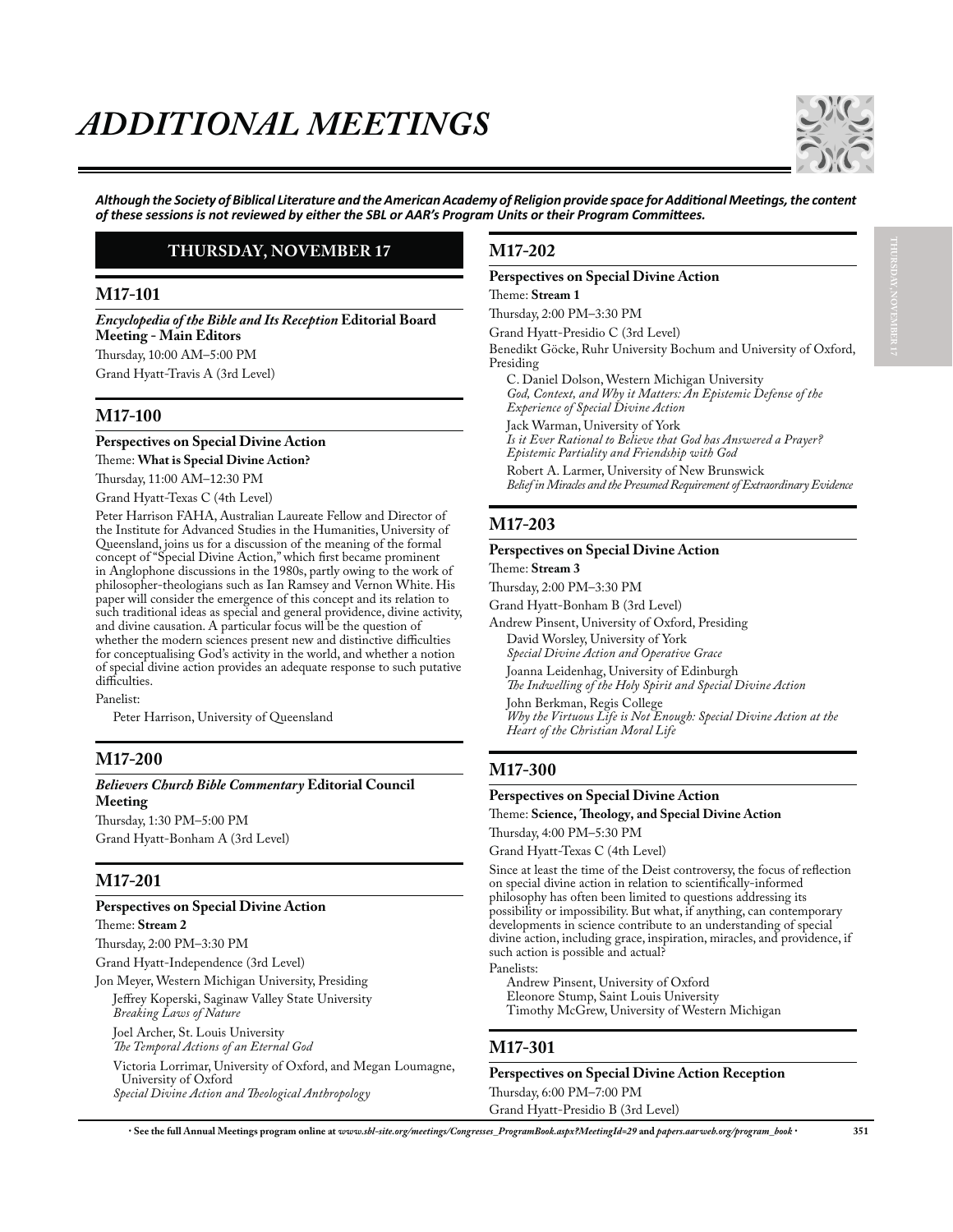# ADDITIONAL MEETINGS

***Although the Society of Biblical Literature and the American Academy of Religion provide space for Additional Meetings, the content of these sessions is not reviewed by either the SBL or AAR's Program Units or their Program Committees.***

## THURSDAY, NOVEMBER 17

### M17-101

***Encyclopedia of the Bible and Its Reception* Editorial Board Meeting - Main Editors**

Thursday, 10:00 AM–5:00 PM

Grand Hyatt-Travis A (3rd Level)

### M17-100

**Perspectives on Special Divine Action**

Theme: **What is Special Divine Action?**

Thursday, 11:00 AM–12:30 PM

Grand Hyatt-Texas C (4th Level)

Peter Harrison FAHA, Australian Laureate Fellow and Director of the Institute for Advanced Studies in the Humanities, University of Queensland, joins us for a discussion of the meaning of the formal concept of "Special Divine Action," which first became prominent in Anglophone discussions in the 1980s, partly owing to the work of philosopher-theologians such as Ian Ramsey and Vernon White. His paper will consider the emergence of this concept and its relation to such traditional ideas as special and general providence, divine activity, and divine causation. A particular focus will be the question of whether the modern sciences present new and distinctive difficulties for conceptualising God's activity in the world, and whether a notion of special divine action provides an adequate response to such putative difficulties.

Panelist:

Peter Harrison, University of Queensland

### M17-200

***Believers Church Bible Commentary* Editorial Council Meeting**

Thursday, 1:30 PM–5:00 PM

Grand Hyatt-Bonham A (3rd Level)

### M17-201

**Perspectives on Special Divine Action**

Theme: **Stream 2**

Thursday, 2:00 PM–3:30 PM

Grand Hyatt-Independence (3rd Level)

Jon Meyer, Western Michigan University, Presiding

Jeffrey Koperski, Saginaw Valley State University
*Breaking Laws of Nature*

Joel Archer, St. Louis University
*The Temporal Actions of an Eternal God*

Victoria Lorrimar, University of Oxford, and Megan Loumagne, University of Oxford
*Special Divine Action and Theological Anthropology*

### M17-202

**Perspectives on Special Divine Action**

Theme: **Stream 1**

Thursday, 2:00 PM–3:30 PM

Grand Hyatt-Presidio C (3rd Level)

Benedikt Göcke, Ruhr University Bochum and University of Oxford, Presiding

C. Daniel Dolson, Western Michigan University
*God, Context, and Why it Matters: An Epistemic Defense of the Experience of Special Divine Action*

Jack Warman, University of York
*Is it Ever Rational to Believe that God has Answered a Prayer? Epistemic Partiality and Friendship with God*

Robert A. Larmer, University of New Brunswick
*Belief in Miracles and the Presumed Requirement of Extraordinary Evidence*

### M17-203

**Perspectives on Special Divine Action**

Theme: **Stream 3**

Thursday, 2:00 PM–3:30 PM

Grand Hyatt-Bonham B (3rd Level)

Andrew Pinsent, University of Oxford, Presiding

David Worsley, University of York
*Special Divine Action and Operative Grace*

Joanna Leidenhag, University of Edinburgh
*The Indwelling of the Holy Spirit and Special Divine Action*

John Berkman, Regis College
*Why the Virtuous Life is Not Enough: Special Divine Action at the Heart of the Christian Moral Life*

### M17-300

**Perspectives on Special Divine Action**

Theme: **Science, Theology, and Special Divine Action**

Thursday, 4:00 PM–5:30 PM

Grand Hyatt-Texas C (4th Level)

Since at least the time of the Deist controversy, the focus of reflection on special divine action in relation to scientifically-informed philosophy has often been limited to questions addressing its possibility or impossibility. But what, if anything, can contemporary developments in science contribute to an understanding of special divine action, including grace, inspiration, miracles, and providence, if such action is possible and actual?

Panelists:

Andrew Pinsent, University of Oxford
Eleonore Stump, Saint Louis University
Timothy McGrew, University of Western Michigan

### M17-301

**Perspectives on Special Divine Action Reception**

Thursday, 6:00 PM–7:00 PM

Grand Hyatt-Presidio B (3rd Level)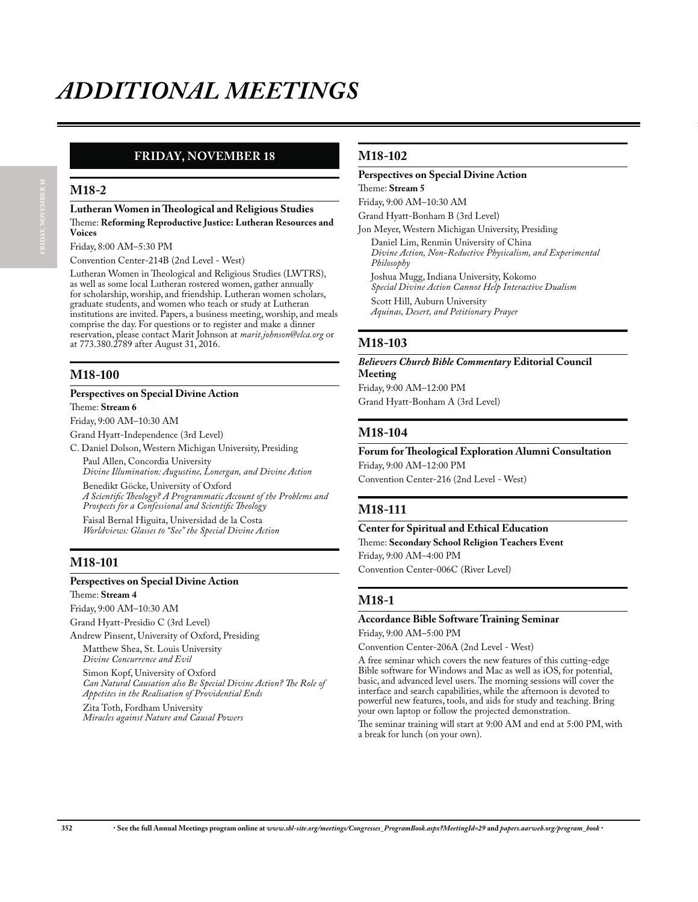# *ADDITIONAL MEETINGS*

## FRIDAY, NOVEMBER 18

### M18-2

**Lutheran Women in Theological and Religious Studies**

Theme: **Reforming Reproductive Justice: Lutheran Resources and Voices**

Friday, 8:00 AM–5:30 PM

Convention Center-214B (2nd Level - West)

Lutheran Women in Theological and Religious Studies (LWTRS), as well as some local Lutheran rostered women, gather annually for scholarship, worship, and friendship. Lutheran women scholars, graduate students, and women who teach or study at Lutheran institutions are invited. Papers, a business meeting, worship, and meals comprise the day. For questions or to register and make a dinner reservation, please contact Marit Johnson at *marit.johnson@elca.org* or at 773.380.2789 after August 31, 2016.

### M18-100

**Perspectives on Special Divine Action**

Theme: **Stream 6**

Friday, 9:00 AM–10:30 AM

Grand Hyatt-Independence (3rd Level)

C. Daniel Dolson, Western Michigan University, Presiding

Paul Allen, Concordia University
*Divine Illumination: Augustine, Lonergan, and Divine Action*

Benedikt Göcke, University of Oxford
*A Scientific Theology? A Programmatic Account of the Problems and Prospects for a Confessional and Scientific Theology*

Faisal Bernal Higuita, Universidad de la Costa
*Worldviews: Glasses to "See" the Special Divine Action*

### M18-101

**Perspectives on Special Divine Action**

Theme: **Stream 4**

Friday, 9:00 AM–10:30 AM

Grand Hyatt-Presidio C (3rd Level)

Andrew Pinsent, University of Oxford, Presiding

Matthew Shea, St. Louis University
*Divine Concurrence and Evil*

Simon Kopf, University of Oxford
*Can Natural Causation also Be Special Divine Action? The Role of Appetites in the Realisation of Providential Ends*

Zita Toth, Fordham University
*Miracles against Nature and Causal Powers*

### M18-102

**Perspectives on Special Divine Action**

Theme: **Stream 5**

Friday, 9:00 AM–10:30 AM

Grand Hyatt-Bonham B (3rd Level)

Jon Meyer, Western Michigan University, Presiding

Daniel Lim, Renmin University of China
*Divine Action, Non-Reductive Physicalism, and Experimental Philosophy*

Joshua Mugg, Indiana University, Kokomo
*Special Divine Action Cannot Help Interactive Dualism*

Scott Hill, Auburn University
*Aquinas, Desert, and Petitionary Prayer*

### M18-103

***Believers Church Bible Commentary* Editorial Council Meeting**

Friday, 9:00 AM–12:00 PM

Grand Hyatt-Bonham A (3rd Level)

### M18-104

**Forum for Theological Exploration Alumni Consultation**

Friday, 9:00 AM–12:00 PM

Convention Center-216 (2nd Level - West)

### M18-111

**Center for Spiritual and Ethical Education**

Theme: **Secondary School Religion Teachers Event**

Friday, 9:00 AM–4:00 PM

Convention Center-006C (River Level)

### M18-1

**Accordance Bible Software Training Seminar**

Friday, 9:00 AM–5:00 PM

Convention Center-206A (2nd Level - West)

A free seminar which covers the new features of this cutting-edge Bible software for Windows and Mac as well as iOS, for potential, basic, and advanced level users. The morning sessions will cover the interface and search capabilities, while the afternoon is devoted to powerful new features, tools, and aids for study and teaching. Bring your own laptop or follow the projected demonstration.

The seminar training will start at 9:00 AM and end at 5:00 PM, with a break for lunch (on your own).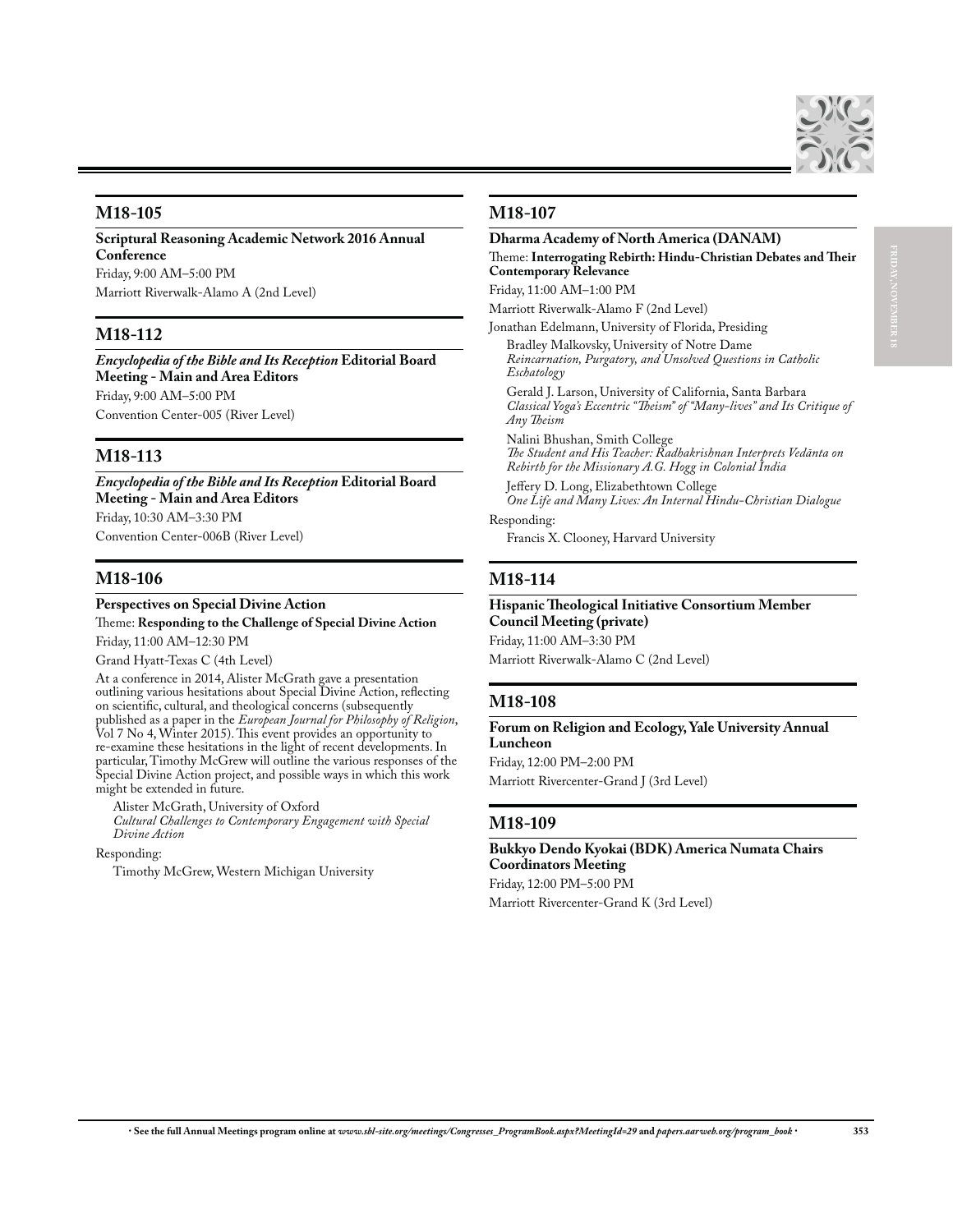## M18-105

**Scriptural Reasoning Academic Network 2016 Annual Conference**

Friday, 9:00 AM–5:00 PM

Marriott Riverwalk-Alamo A (2nd Level)

## M18-112

***Encyclopedia of the Bible and Its Reception* Editorial Board Meeting - Main and Area Editors**

Friday, 9:00 AM–5:00 PM

Convention Center-005 (River Level)

## M18-113

***Encyclopedia of the Bible and Its Reception* Editorial Board Meeting - Main and Area Editors**

Friday, 10:30 AM–3:30 PM

Convention Center-006B (River Level)

## M18-106

**Perspectives on Special Divine Action**

Theme: **Responding to the Challenge of Special Divine Action**

Friday, 11:00 AM–12:30 PM

Grand Hyatt-Texas C (4th Level)

At a conference in 2014, Alister McGrath gave a presentation outlining various hesitations about Special Divine Action, reflecting on scientific, cultural, and theological concerns (subsequently published as a paper in the *European Journal for Philosophy of Religion*, Vol 7 No 4, Winter 2015). This event provides an opportunity to re-examine these hesitations in the light of recent developments. In particular, Timothy McGrew will outline the various responses of the Special Divine Action project, and possible ways in which this work might be extended in future.

Alister McGrath, University of Oxford
*Cultural Challenges to Contemporary Engagement with Special Divine Action*

Responding:

Timothy McGrew, Western Michigan University

## M18-107

**Dharma Academy of North America (DANAM)**

Theme: **Interrogating Rebirth: Hindu-Christian Debates and Their Contemporary Relevance**

Friday, 11:00 AM–1:00 PM

Marriott Riverwalk-Alamo F (2nd Level)

Jonathan Edelmann, University of Florida, Presiding

Bradley Malkovsky, University of Notre Dame
*Reincarnation, Purgatory, and Unsolved Questions in Catholic Eschatology*

Gerald J. Larson, University of California, Santa Barbara
*Classical Yoga's Eccentric "Theism" of "Many-lives" and Its Critique of Any Theism*

Nalini Bhushan, Smith College
*The Student and His Teacher: Radhakrishnan Interprets Vedānta on Rebirth for the Missionary A.G. Hogg in Colonial India*

Jeffery D. Long, Elizabethtown College
*One Life and Many Lives: An Internal Hindu-Christian Dialogue*

Responding:

Francis X. Clooney, Harvard University

## M18-114

**Hispanic Theological Initiative Consortium Member Council Meeting (private)**

Friday, 11:00 AM–3:30 PM

Marriott Riverwalk-Alamo C (2nd Level)

## M18-108

**Forum on Religion and Ecology, Yale University Annual Luncheon**

Friday, 12:00 PM–2:00 PM

Marriott Rivercenter-Grand J (3rd Level)

## M18-109

**Bukkyo Dendo Kyokai (BDK) America Numata Chairs Coordinators Meeting**

Friday, 12:00 PM–5:00 PM

Marriott Rivercenter-Grand K (3rd Level)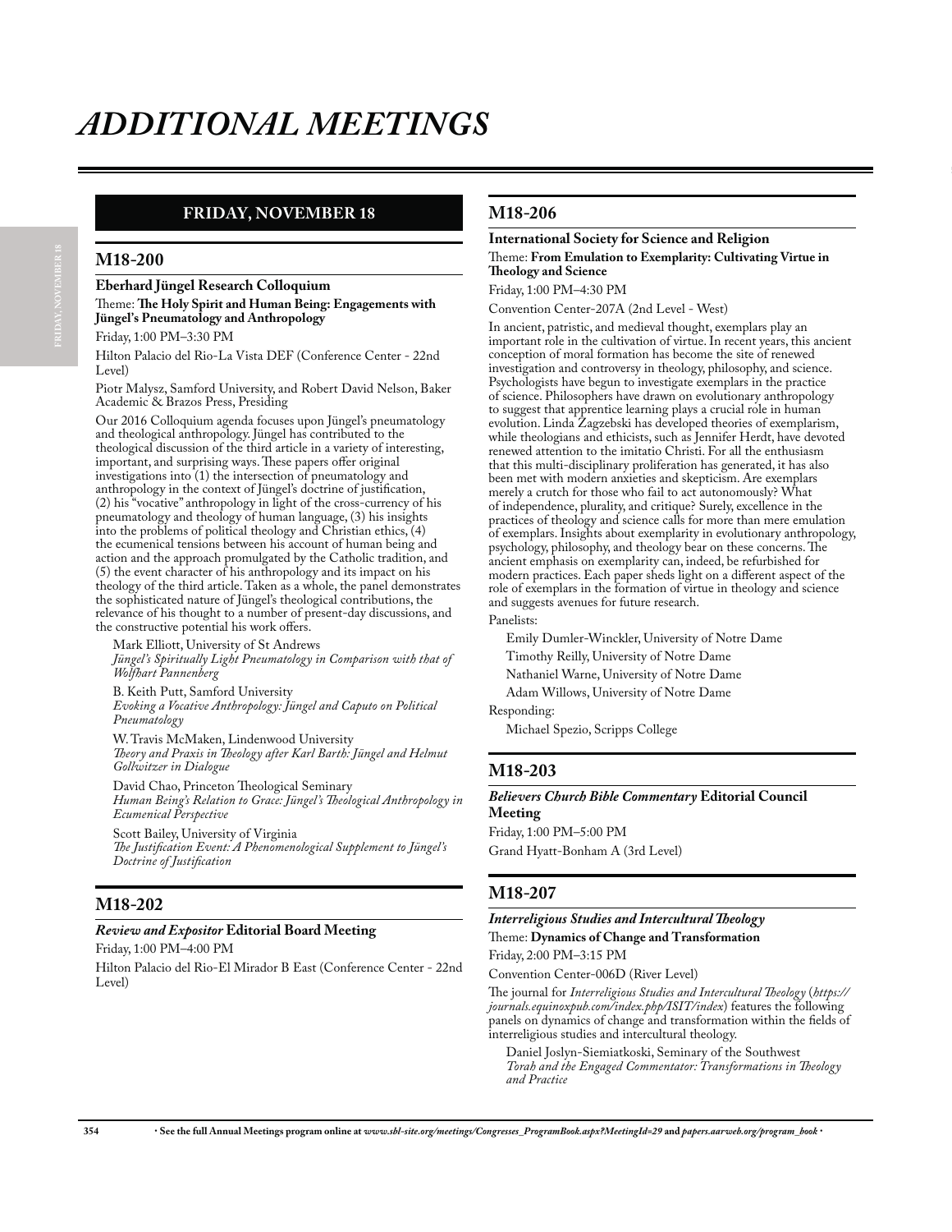# ADDITIONAL MEETINGS

## FRIDAY, NOVEMBER 18

### M18-200

**Eberhard Jüngel Research Colloquium**

Theme: **The Holy Spirit and Human Being: Engagements with Jüngel's Pneumatology and Anthropology**

Friday, 1:00 PM–3:30 PM

Hilton Palacio del Rio-La Vista DEF (Conference Center - 22nd Level)

Piotr Malysz, Samford University, and Robert David Nelson, Baker Academic & Brazos Press, Presiding

Our 2016 Colloquium agenda focuses upon Jüngel's pneumatology and theological anthropology. Jüngel has contributed to the theological discussion of the third article in a variety of interesting, important, and surprising ways. These papers offer original investigations into (1) the intersection of pneumatology and anthropology in the context of Jüngel's doctrine of justification, (2) his "vocative" anthropology in light of the cross-currency of his pneumatology and theology of human language, (3) his insights into the problems of political theology and Christian ethics, (4) the ecumenical tensions between his account of human being and action and the approach promulgated by the Catholic tradition, and (5) the event character of his anthropology and its impact on his theology of the third article. Taken as a whole, the panel demonstrates the sophisticated nature of Jüngel's theological contributions, the relevance of his thought to a number of present-day discussions, and the constructive potential his work offers.

Mark Elliott, University of St Andrews
*Jüngel's Spiritually Light Pneumatology in Comparison with that of Wolfhart Pannenberg*

B. Keith Putt, Samford University
*Evoking a Vocative Anthropology: Jüngel and Caputo on Political Pneumatology*

W. Travis McMaken, Lindenwood University
*Theory and Praxis in Theology after Karl Barth: Jüngel and Helmut Gollwitzer in Dialogue*

David Chao, Princeton Theological Seminary
*Human Being's Relation to Grace: Jüngel's Theological Anthropology in Ecumenical Perspective*

Scott Bailey, University of Virginia
*The Justification Event: A Phenomenological Supplement to Jüngel's Doctrine of Justification*

### M18-202

***Review and Expositor* Editorial Board Meeting**

Friday, 1:00 PM–4:00 PM

Hilton Palacio del Rio-El Mirador B East (Conference Center - 22nd Level)

### M18-206

**International Society for Science and Religion**

Theme: **From Emulation to Exemplarity: Cultivating Virtue in Theology and Science**

Friday, 1:00 PM–4:30 PM

Convention Center-207A (2nd Level - West)

In ancient, patristic, and medieval thought, exemplars play an important role in the cultivation of virtue. In recent years, this ancient conception of moral formation has become the site of renewed investigation and controversy in theology, philosophy, and science. Psychologists have begun to investigate exemplars in the practice of science. Philosophers have drawn on evolutionary anthropology to suggest that apprentice learning plays a crucial role in human evolution. Linda Zagzebski has developed theories of exemplarism, while theologians and ethicists, such as Jennifer Herdt, have devoted renewed attention to the imitatio Christi. For all the enthusiasm that this multi-disciplinary proliferation has generated, it has also been met with modern anxieties and skepticism. Are exemplars merely a crutch for those who fail to act autonomously? What of independence, plurality, and critique? Surely, excellence in the practices of theology and science calls for more than mere emulation of exemplars. Insights about exemplarity in evolutionary anthropology, psychology, philosophy, and theology bear on these concerns. The ancient emphasis on exemplarity can, indeed, be refurbished for modern practices. Each paper sheds light on a different aspect of the role of exemplars in the formation of virtue in theology and science and suggests avenues for future research.

Panelists:

Emily Dumler-Winckler, University of Notre Dame
Timothy Reilly, University of Notre Dame
Nathaniel Warne, University of Notre Dame
Adam Willows, University of Notre Dame

Responding:

Michael Spezio, Scripps College

### M18-203

***Believers Church Bible Commentary* Editorial Council Meeting**

Friday, 1:00 PM–5:00 PM

Grand Hyatt-Bonham A (3rd Level)

### M18-207

***Interreligious Studies and Intercultural Theology***

Theme: **Dynamics of Change and Transformation**

Friday, 2:00 PM–3:15 PM

Convention Center-006D (River Level)

The journal for *Interreligious Studies and Intercultural Theology* (*https://journals.equinoxpub.com/index.php/ISIT/index*) features the following panels on dynamics of change and transformation within the fields of interreligious studies and intercultural theology.

Daniel Joslyn-Siemiatkoski, Seminary of the Southwest
*Torah and the Engaged Commentator: Transformations in Theology and Practice*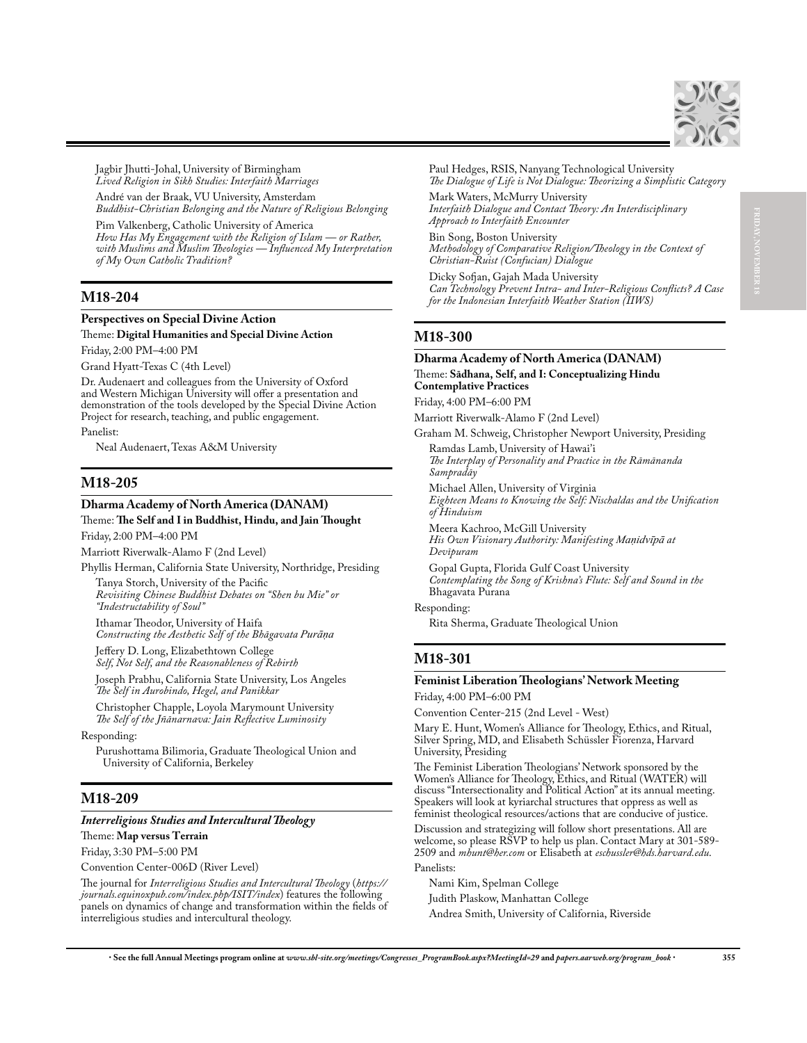Jagbir Jhutti-Johal, University of Birmingham
*Lived Religion in Sikh Studies: Interfaith Marriages*

André van der Braak, VU University, Amsterdam
*Buddhist-Christian Belonging and the Nature of Religious Belonging*

Pim Valkenberg, Catholic University of America
*How Has My Engagement with the Religion of Islam — or Rather, with Muslims and Muslim Theologies — Influenced My Interpretation of My Own Catholic Tradition?*

## M18-204

**Perspectives on Special Divine Action**

Theme: **Digital Humanities and Special Divine Action**

Friday, 2:00 PM–4:00 PM

Grand Hyatt-Texas C (4th Level)

Dr. Audenaert and colleagues from the University of Oxford and Western Michigan University will offer a presentation and demonstration of the tools developed by the Special Divine Action Project for research, teaching, and public engagement.

Panelist:

Neal Audenaert, Texas A&M University

## M18-205

**Dharma Academy of North America (DANAM)**

Theme: **The Self and I in Buddhist, Hindu, and Jain Thought**

Friday, 2:00 PM–4:00 PM

Marriott Riverwalk-Alamo F (2nd Level)

Phyllis Herman, California State University, Northridge, Presiding

Tanya Storch, University of the Pacific
*Revisiting Chinese Buddhist Debates on "Shen bu Mie" or "Indestructability of Soul"*

Ithamar Theodor, University of Haifa
*Constructing the Aesthetic Self of the Bhāgavata Purāṇa*

Jeffery D. Long, Elizabethtown College
*Self, Not Self, and the Reasonableness of Rebirth*

Joseph Prabhu, California State University, Los Angeles
*The Self in Aurobindo, Hegel, and Panikkar*

Christopher Chapple, Loyola Marymount University
*The Self of the Jñānarnava: Jain Reflective Luminosity*

Responding:

Purushottama Bilimoria, Graduate Theological Union and University of California, Berkeley

## M18-209

***Interreligious Studies and Intercultural Theology***

Theme: **Map versus Terrain**

Friday, 3:30 PM–5:00 PM

Convention Center-006D (River Level)

The journal for *Interreligious Studies and Intercultural Theology* (*https://journals.equinoxpub.com/index.php/ISIT/index*) features the following panels on dynamics of change and transformation within the fields of interreligious studies and intercultural theology.

Paul Hedges, RSIS, Nanyang Technological University
*The Dialogue of Life is Not Dialogue: Theorizing a Simplistic Category*

Mark Waters, McMurry University
*Interfaith Dialogue and Contact Theory: An Interdisciplinary Approach to Interfaith Encounter*

Bin Song, Boston University
*Methodology of Comparative Religion/Theology in the Context of Christian-Ruist (Confucian) Dialogue*

Dicky Sofjan, Gajah Mada University
*Can Technology Prevent Intra- and Inter-Religious Conflicts? A Case for the Indonesian Interfaith Weather Station (IIWS)*

## M18-300

**Dharma Academy of North America (DANAM)**

Theme: **Sādhana, Self, and I: Conceptualizing Hindu Contemplative Practices**

Friday, 4:00 PM–6:00 PM

Marriott Riverwalk-Alamo F (2nd Level)

Graham M. Schweig, Christopher Newport University, Presiding

Ramdas Lamb, University of Hawai'i
*The Interplay of Personality and Practice in the Rāmānanda Sampradāy*

Michael Allen, University of Virginia
*Eighteen Means to Knowing the Self: Nischaldas and the Unification of Hinduism*

Meera Kachroo, McGill University
*His Own Visionary Authority: Manifesting Maṇidvīpā at Devipuram*

Gopal Gupta, Florida Gulf Coast University
*Contemplating the Song of Krishna's Flute: Self and Sound in the* Bhagavata Purana

Responding:

Rita Sherma, Graduate Theological Union

## M18-301

**Feminist Liberation Theologians' Network Meeting**

Friday, 4:00 PM–6:00 PM

Convention Center-215 (2nd Level - West)

Mary E. Hunt, Women's Alliance for Theology, Ethics, and Ritual, Silver Spring, MD, and Elisabeth Schüssler Fiorenza, Harvard University, Presiding

The Feminist Liberation Theologians' Network sponsored by the Women's Alliance for Theology, Ethics, and Ritual (WATER) will discuss "Intersectionality and Political Action" at its annual meeting. Speakers will look at kyriarchal structures that oppress as well as feminist theological resources/actions that are conducive of justice.

Discussion and strategizing will follow short presentations. All are welcome, so please RSVP to help us plan. Contact Mary at 301-589-2509 and *mhunt@her.com* or Elisabeth at *eschussler@hds.harvard.edu*.

Panelists:

Nami Kim, Spelman College

Judith Plaskow, Manhattan College

Andrea Smith, University of California, Riverside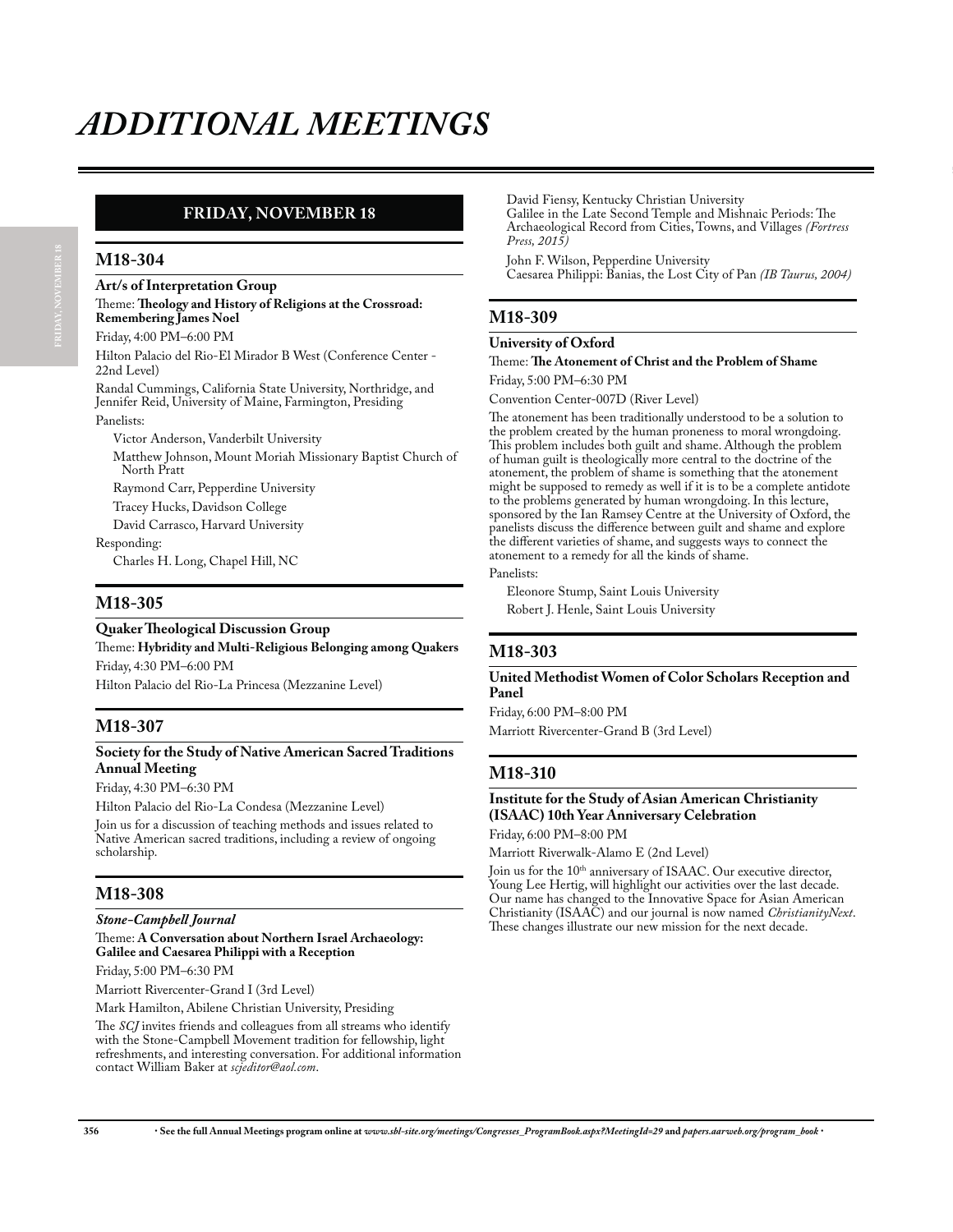# ADDITIONAL MEETINGS

## FRIDAY, NOVEMBER 18

### M18-304

**Art/s of Interpretation Group**

Theme: **Theology and History of Religions at the Crossroad: Remembering James Noel**

Friday, 4:00 PM–6:00 PM

Hilton Palacio del Rio-El Mirador B West (Conference Center - 22nd Level)

Randal Cummings, California State University, Northridge, and Jennifer Reid, University of Maine, Farmington, Presiding

Panelists:

Victor Anderson, Vanderbilt University

Matthew Johnson, Mount Moriah Missionary Baptist Church of North Pratt

Raymond Carr, Pepperdine University

Tracey Hucks, Davidson College

David Carrasco, Harvard University

Responding:

Charles H. Long, Chapel Hill, NC

### M18-305

**Quaker Theological Discussion Group**

Theme: **Hybridity and Multi-Religious Belonging among Quakers**

Friday, 4:30 PM–6:00 PM

Hilton Palacio del Rio-La Princesa (Mezzanine Level)

### M18-307

**Society for the Study of Native American Sacred Traditions Annual Meeting**

Friday, 4:30 PM–6:30 PM

Hilton Palacio del Rio-La Condesa (Mezzanine Level)

Join us for a discussion of teaching methods and issues related to Native American sacred traditions, including a review of ongoing scholarship.

### M18-308

***Stone-Campbell Journal***

Theme: **A Conversation about Northern Israel Archaeology: Galilee and Caesarea Philippi with a Reception**

Friday, 5:00 PM–6:30 PM

Marriott Rivercenter-Grand I (3rd Level)

Mark Hamilton, Abilene Christian University, Presiding

The *SCJ* invites friends and colleagues from all streams who identify with the Stone-Campbell Movement tradition for fellowship, light refreshments, and interesting conversation. For additional information contact William Baker at *scjeditor@aol.com*.

David Fiensy, Kentucky Christian University
Galilee in the Late Second Temple and Mishnaic Periods: The Archaeological Record from Cities, Towns, and Villages *(Fortress Press, 2015)*

John F. Wilson, Pepperdine University
Caesarea Philippi: Banias, the Lost City of Pan *(IB Taurus, 2004)*

### M18-309

**University of Oxford**

Theme: **The Atonement of Christ and the Problem of Shame**

Friday, 5:00 PM–6:30 PM

Convention Center-007D (River Level)

The atonement has been traditionally understood to be a solution to the problem created by the human proneness to moral wrongdoing. This problem includes both guilt and shame. Although the problem of human guilt is theologically more central to the doctrine of the atonement, the problem of shame is something that the atonement might be supposed to remedy as well if it is to be a complete antidote to the problems generated by human wrongdoing. In this lecture, sponsored by the Ian Ramsey Centre at the University of Oxford, the panelists discuss the difference between guilt and shame and explore the different varieties of shame, and suggests ways to connect the atonement to a remedy for all the kinds of shame.

Panelists:

Eleonore Stump, Saint Louis University

Robert J. Henle, Saint Louis University

### M18-303

**United Methodist Women of Color Scholars Reception and Panel**

Friday, 6:00 PM–8:00 PM

Marriott Rivercenter-Grand B (3rd Level)

### M18-310

**Institute for the Study of Asian American Christianity (ISAAC) 10th Year Anniversary Celebration**

Friday, 6:00 PM–8:00 PM

Marriott Riverwalk-Alamo E (2nd Level)

Join us for the 10th anniversary of ISAAC. Our executive director, Young Lee Hertig, will highlight our activities over the last decade. Our name has changed to the Innovative Space for Asian American Christianity (ISAAC) and our journal is now named *ChristianityNext*. These changes illustrate our new mission for the next decade.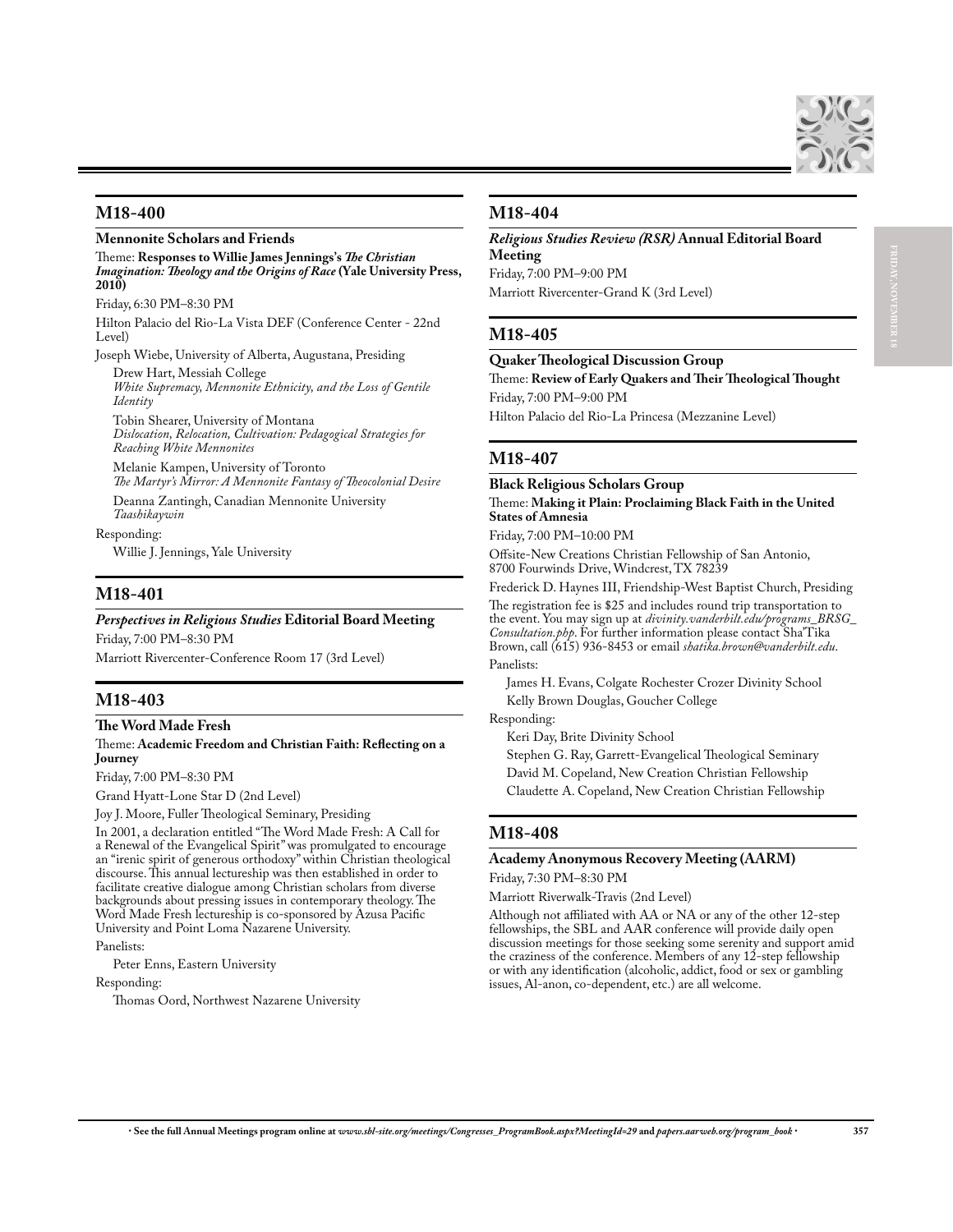## M18-400

**Mennonite Scholars and Friends**

Theme: **Responses to Willie James Jennings's *The Christian Imagination: Theology and the Origins of Race* (Yale University Press, 2010)**

Friday, 6:30 PM–8:30 PM

Hilton Palacio del Rio-La Vista DEF (Conference Center - 22nd Level)

Joseph Wiebe, University of Alberta, Augustana, Presiding

Drew Hart, Messiah College
*White Supremacy, Mennonite Ethnicity, and the Loss of Gentile Identity*

Tobin Shearer, University of Montana
*Dislocation, Relocation, Cultivation: Pedagogical Strategies for Reaching White Mennonites*

Melanie Kampen, University of Toronto
*The Martyr's Mirror: A Mennonite Fantasy of Theocolonial Desire*

Deanna Zantingh, Canadian Mennonite University
*Taashikaywin*

Responding:

Willie J. Jennings, Yale University

## M18-401

***Perspectives in Religious Studies* Editorial Board Meeting**

Friday, 7:00 PM–8:30 PM

Marriott Rivercenter-Conference Room 17 (3rd Level)

## M18-403

**The Word Made Fresh**

Theme: **Academic Freedom and Christian Faith: Reflecting on a Journey**

Friday, 7:00 PM–8:30 PM

Grand Hyatt-Lone Star D (2nd Level)

Joy J. Moore, Fuller Theological Seminary, Presiding

In 2001, a declaration entitled "The Word Made Fresh: A Call for a Renewal of the Evangelical Spirit" was promulgated to encourage an "irenic spirit of generous orthodoxy" within Christian theological discourse. This annual lectureship was then established in order to facilitate creative dialogue among Christian scholars from diverse backgrounds about pressing issues in contemporary theology. The Word Made Fresh lectureship is co-sponsored by Azusa Pacific University and Point Loma Nazarene University.

Panelists:

Peter Enns, Eastern University

Responding:

Thomas Oord, Northwest Nazarene University

## M18-404

***Religious Studies Review (RSR)* Annual Editorial Board Meeting**

Friday, 7:00 PM–9:00 PM

Marriott Rivercenter-Grand K (3rd Level)

## M18-405

**Quaker Theological Discussion Group**

Theme: **Review of Early Quakers and Their Theological Thought**

Friday, 7:00 PM–9:00 PM

Hilton Palacio del Rio-La Princesa (Mezzanine Level)

## M18-407

**Black Religious Scholars Group**

Theme: **Making it Plain: Proclaiming Black Faith in the United States of Amnesia**

Friday, 7:00 PM–10:00 PM

Offsite-New Creations Christian Fellowship of San Antonio, 8700 Fourwinds Drive, Windcrest, TX 78239

Frederick D. Haynes III, Friendship-West Baptist Church, Presiding

The registration fee is $25 and includes round trip transportation to the event. You may sign up at *divinity.vanderbilt.edu/programs_BRSG_Consultation.php*. For further information please contact Sha'Tika Brown, call (615) 936-8453 or email *shatika.brown@vanderbilt.edu*.

Panelists:

James H. Evans, Colgate Rochester Crozer Divinity School

Kelly Brown Douglas, Goucher College

Responding:

Keri Day, Brite Divinity School

Stephen G. Ray, Garrett-Evangelical Theological Seminary

David M. Copeland, New Creation Christian Fellowship

Claudette A. Copeland, New Creation Christian Fellowship

## M18-408

**Academy Anonymous Recovery Meeting (AARM)**

Friday, 7:30 PM–8:30 PM

Marriott Riverwalk-Travis (2nd Level)

Although not affiliated with AA or NA or any of the other 12-step fellowships, the SBL and AAR conference will provide daily open discussion meetings for those seeking some serenity and support amid the craziness of the conference. Members of any 12-step fellowship or with any identification (alcoholic, addict, food or sex or gambling issues, Al-anon, co-dependent, etc.) are all welcome.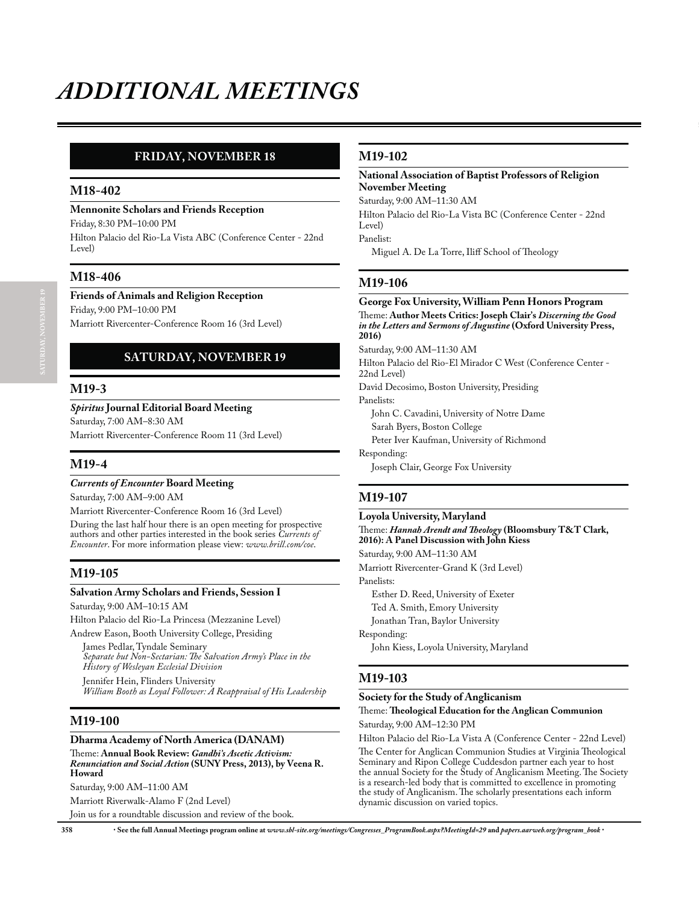# ADDITIONAL MEETINGS

## FRIDAY, NOVEMBER 18

### M18-402

**Mennonite Scholars and Friends Reception**

Friday, 8:30 PM–10:00 PM

Hilton Palacio del Rio-La Vista ABC (Conference Center - 22nd Level)

### M18-406

**Friends of Animals and Religion Reception**

Friday, 9:00 PM–10:00 PM

Marriott Rivercenter-Conference Room 16 (3rd Level)

## SATURDAY, NOVEMBER 19

### M19-3

***Spiritus* Journal Editorial Board Meeting**

Saturday, 7:00 AM–8:30 AM

Marriott Rivercenter-Conference Room 11 (3rd Level)

### M19-4

***Currents of Encounter* Board Meeting**

Saturday, 7:00 AM–9:00 AM

Marriott Rivercenter-Conference Room 16 (3rd Level)

During the last half hour there is an open meeting for prospective authors and other parties interested in the book series *Currents of Encounter*. For more information please view: *www.brill.com/coe*.

### M19-105

**Salvation Army Scholars and Friends, Session I**

Saturday, 9:00 AM–10:15 AM

Hilton Palacio del Rio-La Princesa (Mezzanine Level)

Andrew Eason, Booth University College, Presiding

James Pedlar, Tyndale Seminary
*Separate but Non-Sectarian: The Salvation Army's Place in the History of Wesleyan Ecclesial Division*

Jennifer Hein, Flinders University
*William Booth as Loyal Follower: A Reappraisal of His Leadership*

### M19-100

**Dharma Academy of North America (DANAM)**

Theme: **Annual Book Review: *Gandhi's Ascetic Activism: Renunciation and Social Action* (SUNY Press, 2013), by Veena R. Howard**

Saturday, 9:00 AM–11:00 AM

Marriott Riverwalk-Alamo F (2nd Level)

Join us for a roundtable discussion and review of the book.

### M19-102

**National Association of Baptist Professors of Religion November Meeting**

Saturday, 9:00 AM–11:30 AM

Hilton Palacio del Rio-La Vista BC (Conference Center - 22nd Level)

Panelist:

Miguel A. De La Torre, Iliff School of Theology

### M19-106

**George Fox University, William Penn Honors Program**

Theme: **Author Meets Critics: Joseph Clair's *Discerning the Good in the Letters and Sermons of Augustine* (Oxford University Press, 2016)**

Saturday, 9:00 AM–11:30 AM

Hilton Palacio del Rio-El Mirador C West (Conference Center - 22nd Level)

David Decosimo, Boston University, Presiding

Panelists:

John C. Cavadini, University of Notre Dame
Sarah Byers, Boston College
Peter Iver Kaufman, University of Richmond

Responding:

Joseph Clair, George Fox University

### M19-107

**Loyola University, Maryland**

Theme: ***Hannah Arendt and Theology* (Bloomsbury T&T Clark, 2016): A Panel Discussion with John Kiess**

Saturday, 9:00 AM–11:30 AM

Marriott Rivercenter-Grand K (3rd Level)

Panelists:

Esther D. Reed, University of Exeter
Ted A. Smith, Emory University
Jonathan Tran, Baylor University

Responding:

John Kiess, Loyola University, Maryland

### M19-103

**Society for the Study of Anglicanism**

Theme: **Theological Education for the Anglican Communion**

Saturday, 9:00 AM–12:30 PM

Hilton Palacio del Rio-La Vista A (Conference Center - 22nd Level)

The Center for Anglican Communion Studies at Virginia Theological Seminary and Ripon College Cuddesdon partner each year to host the annual Society for the Study of Anglicanism Meeting. The Society is a research-led body that is committed to excellence in promoting the study of Anglicanism. The scholarly presentations each inform dynamic discussion on varied topics.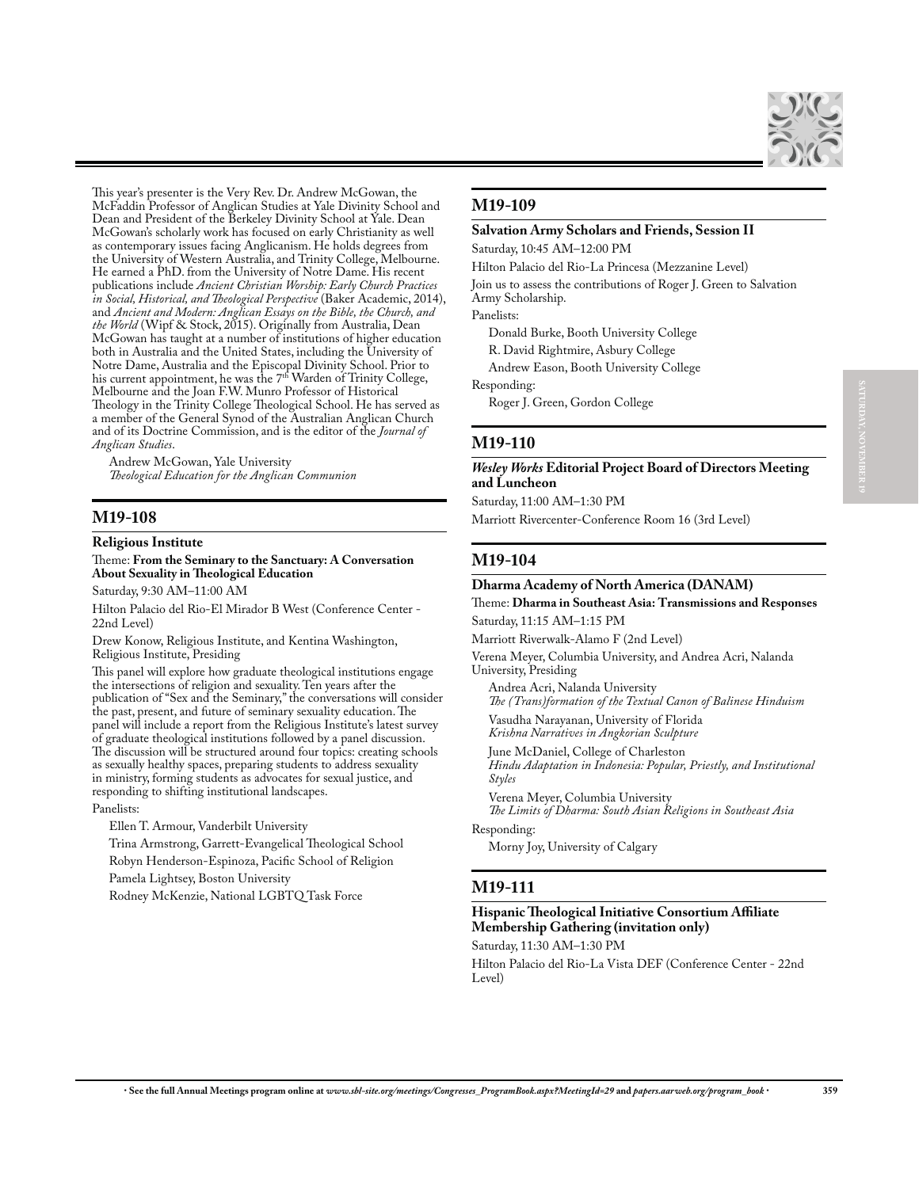This year's presenter is the Very Rev. Dr. Andrew McGowan, the McFaddin Professor of Anglican Studies at Yale Divinity School and Dean and President of the Berkeley Divinity School at Yale. Dean McGowan's scholarly work has focused on early Christianity as well as contemporary issues facing Anglicanism. He holds degrees from the University of Western Australia, and Trinity College, Melbourne. He earned a PhD. from the University of Notre Dame. His recent publications include *Ancient Christian Worship: Early Church Practices in Social, Historical, and Theological Perspective* (Baker Academic, 2014), and *Ancient and Modern: Anglican Essays on the Bible, the Church, and the World* (Wipf & Stock, 2015). Originally from Australia, Dean McGowan has taught at a number of institutions of higher education both in Australia and the United States, including the University of Notre Dame, Australia and the Episcopal Divinity School. Prior to his current appointment, he was the 7th Warden of Trinity College, Melbourne and the Joan F.W. Munro Professor of Historical Theology in the Trinity College Theological School. He has served as a member of the General Synod of the Australian Anglican Church and of its Doctrine Commission, and is the editor of the *Journal of Anglican Studies*.

Andrew McGowan, Yale University
*Theological Education for the Anglican Communion*

## M19-108

**Religious Institute**

Theme: **From the Seminary to the Sanctuary: A Conversation About Sexuality in Theological Education**

Saturday, 9:30 AM–11:00 AM

Hilton Palacio del Rio-El Mirador B West (Conference Center - 22nd Level)

Drew Konow, Religious Institute, and Kentina Washington, Religious Institute, Presiding

This panel will explore how graduate theological institutions engage the intersections of religion and sexuality. Ten years after the publication of "Sex and the Seminary," the conversations will consider the past, present, and future of seminary sexuality education. The panel will include a report from the Religious Institute's latest survey of graduate theological institutions followed by a panel discussion. The discussion will be structured around four topics: creating schools as sexually healthy spaces, preparing students to address sexuality in ministry, forming students as advocates for sexual justice, and responding to shifting institutional landscapes.

Panelists:

Ellen T. Armour, Vanderbilt University

Trina Armstrong, Garrett-Evangelical Theological School

Robyn Henderson-Espinoza, Pacific School of Religion

Pamela Lightsey, Boston University

Rodney McKenzie, National LGBTQ Task Force

## M19-109

**Salvation Army Scholars and Friends, Session II**

Saturday, 10:45 AM–12:00 PM

Hilton Palacio del Rio-La Princesa (Mezzanine Level)

Join us to assess the contributions of Roger J. Green to Salvation Army Scholarship.

Panelists:

Donald Burke, Booth University College

R. David Rightmire, Asbury College

Andrew Eason, Booth University College

Responding:

Roger J. Green, Gordon College

## M19-110

***Wesley Works* Editorial Project Board of Directors Meeting and Luncheon**

Saturday, 11:00 AM–1:30 PM

Marriott Rivercenter-Conference Room 16 (3rd Level)

## M19-104

**Dharma Academy of North America (DANAM)**

Theme: **Dharma in Southeast Asia: Transmissions and Responses**

Saturday, 11:15 AM–1:15 PM

Marriott Riverwalk-Alamo F (2nd Level)

Verena Meyer, Columbia University, and Andrea Acri, Nalanda University, Presiding

Andrea Acri, Nalanda University
*The (Trans)formation of the Textual Canon of Balinese Hinduism*

Vasudha Narayanan, University of Florida
*Krishna Narratives in Angkorian Sculpture*

June McDaniel, College of Charleston
*Hindu Adaptation in Indonesia: Popular, Priestly, and Institutional Styles*

Verena Meyer, Columbia University
*The Limits of Dharma: South Asian Religions in Southeast Asia*

Responding:

Morny Joy, University of Calgary

## M19-111

**Hispanic Theological Initiative Consortium Affiliate Membership Gathering (invitation only)**

Saturday, 11:30 AM–1:30 PM

Hilton Palacio del Rio-La Vista DEF (Conference Center - 22nd Level)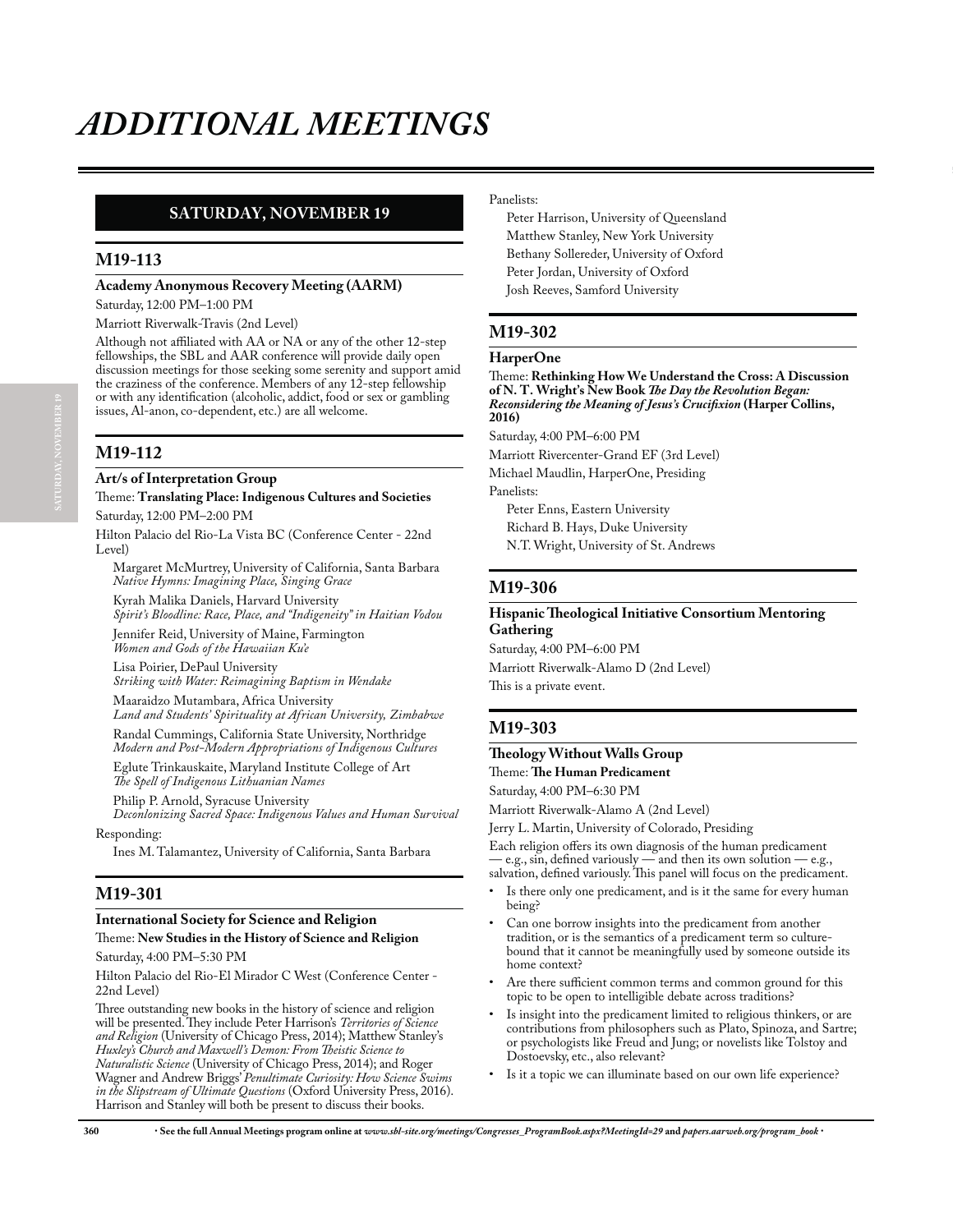# ADDITIONAL MEETINGS

## SATURDAY, NOVEMBER 19

### M19-113

**Academy Anonymous Recovery Meeting (AARM)**

Saturday, 12:00 PM–1:00 PM

Marriott Riverwalk-Travis (2nd Level)

Although not affiliated with AA or NA or any of the other 12-step fellowships, the SBL and AAR conference will provide daily open discussion meetings for those seeking some serenity and support amid the craziness of the conference. Members of any 12-step fellowship or with any identification (alcoholic, addict, food or sex or gambling issues, Al-anon, co-dependent, etc.) are all welcome.

### M19-112

**Art/s of Interpretation Group**

Theme: **Translating Place: Indigenous Cultures and Societies**

Saturday, 12:00 PM–2:00 PM

Hilton Palacio del Rio-La Vista BC (Conference Center - 22nd Level)

Margaret McMurtrey, University of California, Santa Barbara
*Native Hymns: Imagining Place, Singing Grace*

Kyrah Malika Daniels, Harvard University
*Spirit's Bloodline: Race, Place, and "Indigeneity" in Haitian Vodou*

Jennifer Reid, University of Maine, Farmington
*Women and Gods of the Hawaiian Ku'e*

Lisa Poirier, DePaul University
*Striking with Water: Reimagining Baptism in Wendake*

Maaraidzo Mutambara, Africa University
*Land and Students' Spirituality at African University, Zimbabwe*

Randal Cummings, California State University, Northridge
*Modern and Post-Modern Appropriations of Indigenous Cultures*

Eglute Trinkauskaite, Maryland Institute College of Art
*The Spell of Indigenous Lithuanian Names*

Philip P. Arnold, Syracuse University
*Deconlonizing Sacred Space: Indigenous Values and Human Survival*

Responding:

Ines M. Talamantez, University of California, Santa Barbara

### M19-301

**International Society for Science and Religion**

Theme: **New Studies in the History of Science and Religion**

Saturday, 4:00 PM–5:30 PM

Hilton Palacio del Rio-El Mirador C West (Conference Center - 22nd Level)

Three outstanding new books in the history of science and religion will be presented. They include Peter Harrison's *Territories of Science and Religion* (University of Chicago Press, 2014); Matthew Stanley's *Huxley's Church and Maxwell's Demon: From Theistic Science to Naturalistic Science* (University of Chicago Press, 2014); and Roger Wagner and Andrew Briggs' *Penultimate Curiosity: How Science Swims in the Slipstream of Ultimate Questions* (Oxford University Press, 2016). Harrison and Stanley will both be present to discuss their books.

Panelists:

Peter Harrison, University of Queensland
Matthew Stanley, New York University
Bethany Sollereder, University of Oxford
Peter Jordan, University of Oxford
Josh Reeves, Samford University

### M19-302

**HarperOne**

Theme: **Rethinking How We Understand the Cross: A Discussion of N. T. Wright's New Book *The Day the Revolution Began: Reconsidering the Meaning of Jesus's Crucifixion* (Harper Collins, 2016)**

Saturday, 4:00 PM–6:00 PM

Marriott Rivercenter-Grand EF (3rd Level)

Michael Maudlin, HarperOne, Presiding

Panelists:

Peter Enns, Eastern University
Richard B. Hays, Duke University
N.T. Wright, University of St. Andrews

### M19-306

**Hispanic Theological Initiative Consortium Mentoring Gathering**

Saturday, 4:00 PM–6:00 PM

Marriott Riverwalk-Alamo D (2nd Level)

This is a private event.

### M19-303

**Theology Without Walls Group**

Theme: **The Human Predicament**

Saturday, 4:00 PM–6:30 PM

Marriott Riverwalk-Alamo A (2nd Level)

Jerry L. Martin, University of Colorado, Presiding

Each religion offers its own diagnosis of the human predicament — e.g., sin, defined variously — and then its own solution — e.g., salvation, defined variously. This panel will focus on the predicament.

- Is there only one predicament, and is it the same for every human being?
- Can one borrow insights into the predicament from another tradition, or is the semantics of a predicament term so culture-bound that it cannot be meaningfully used by someone outside its home context?
- Are there sufficient common terms and common ground for this topic to be open to intelligible debate across traditions?
- Is insight into the predicament limited to religious thinkers, or are contributions from philosophers such as Plato, Spinoza, and Sartre; or psychologists like Freud and Jung; or novelists like Tolstoy and Dostoevsky, etc., also relevant?
- Is it a topic we can illuminate based on our own life experience?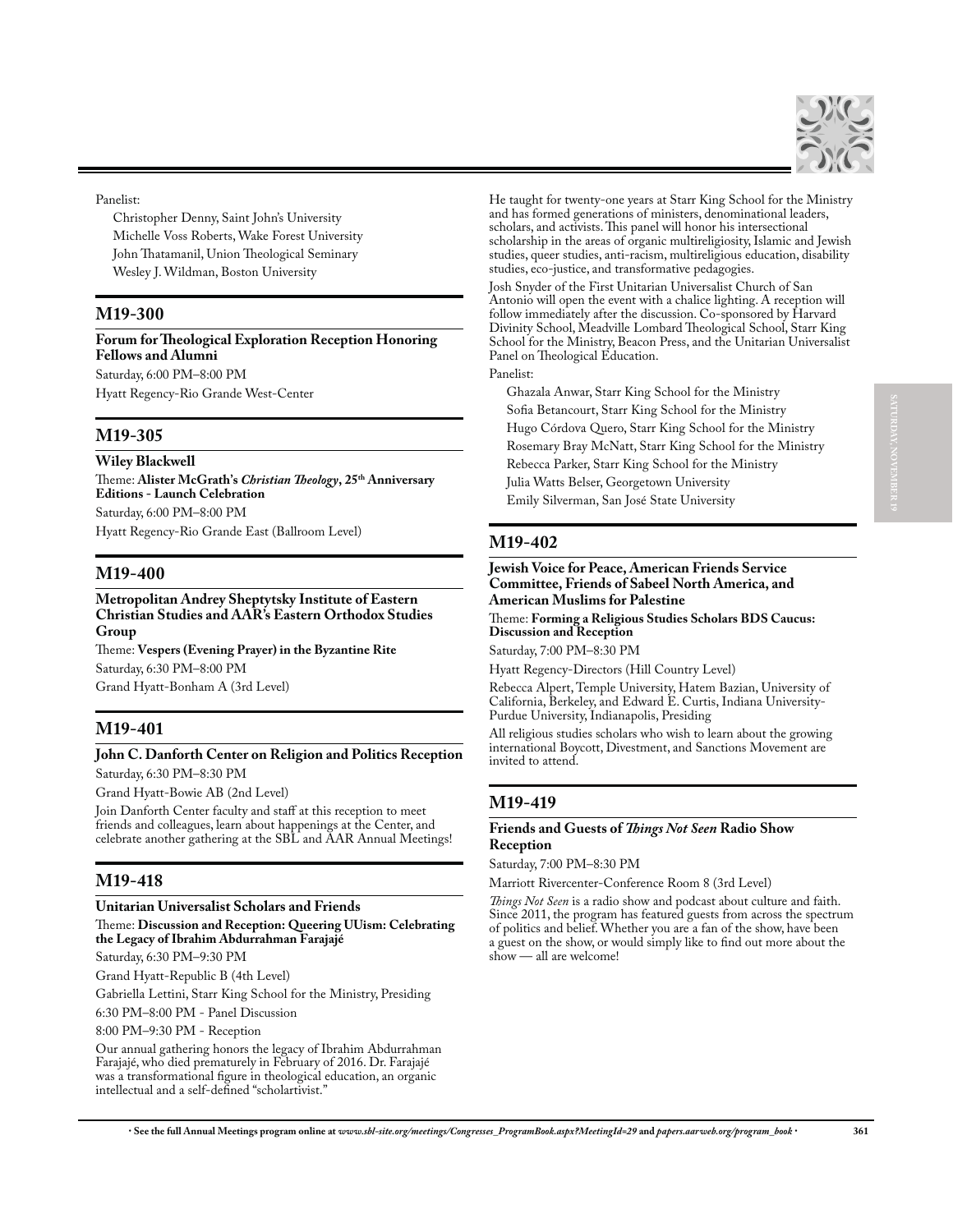Panelist:

Christopher Denny, Saint John's University
Michelle Voss Roberts, Wake Forest University
John Thatamanil, Union Theological Seminary
Wesley J. Wildman, Boston University

## M19-300

**Forum for Theological Exploration Reception Honoring Fellows and Alumni**

Saturday, 6:00 PM–8:00 PM

Hyatt Regency-Rio Grande West-Center

## M19-305

**Wiley Blackwell**

Theme: **Alister McGrath's *Christian Theology*, 25th Anniversary Editions - Launch Celebration**

Saturday, 6:00 PM–8:00 PM

Hyatt Regency-Rio Grande East (Ballroom Level)

## M19-400

**Metropolitan Andrey Sheptytsky Institute of Eastern Christian Studies and AAR's Eastern Orthodox Studies Group**

Theme: **Vespers (Evening Prayer) in the Byzantine Rite**

Saturday, 6:30 PM–8:00 PM

Grand Hyatt-Bonham A (3rd Level)

## M19-401

**John C. Danforth Center on Religion and Politics Reception**

Saturday, 6:30 PM–8:30 PM

Grand Hyatt-Bowie AB (2nd Level)

Join Danforth Center faculty and staff at this reception to meet friends and colleagues, learn about happenings at the Center, and celebrate another gathering at the SBL and AAR Annual Meetings!

## M19-418

**Unitarian Universalist Scholars and Friends**

Theme: **Discussion and Reception: Queering UUism: Celebrating the Legacy of Ibrahim Abdurrahman Farajajé**

Saturday, 6:30 PM–9:30 PM

Grand Hyatt-Republic B (4th Level)

Gabriella Lettini, Starr King School for the Ministry, Presiding

6:30 PM–8:00 PM - Panel Discussion

8:00 PM–9:30 PM - Reception

Our annual gathering honors the legacy of Ibrahim Abdurrahman Farajajé, who died prematurely in February of 2016. Dr. Farajajé was a transformational figure in theological education, an organic intellectual and a self-defined "scholartivist." He taught for twenty-one years at Starr King School for the Ministry and has formed generations of ministers, denominational leaders, scholars, and activists. This panel will honor his intersectional scholarship in the areas of organic multireligiosity, Islamic and Jewish studies, queer studies, anti-racism, multireligious education, disability studies, eco-justice, and transformative pedagogies.

Josh Snyder of the First Unitarian Universalist Church of San Antonio will open the event with a chalice lighting. A reception will follow immediately after the discussion. Co-sponsored by Harvard Divinity School, Meadville Lombard Theological School, Starr King School for the Ministry, Beacon Press, and the Unitarian Universalist Panel on Theological Education.

Panelist:

Ghazala Anwar, Starr King School for the Ministry
Sofia Betancourt, Starr King School for the Ministry
Hugo Córdova Quero, Starr King School for the Ministry
Rosemary Bray McNatt, Starr King School for the Ministry
Rebecca Parker, Starr King School for the Ministry
Julia Watts Belser, Georgetown University
Emily Silverman, San José State University

## M19-402

**Jewish Voice for Peace, American Friends Service Committee, Friends of Sabeel North America, and American Muslims for Palestine**

Theme: **Forming a Religious Studies Scholars BDS Caucus: Discussion and Reception**

Saturday, 7:00 PM–8:30 PM

Hyatt Regency-Directors (Hill Country Level)

Rebecca Alpert, Temple University, Hatem Bazian, University of California, Berkeley, and Edward E. Curtis, Indiana University-Purdue University, Indianapolis, Presiding

All religious studies scholars who wish to learn about the growing international Boycott, Divestment, and Sanctions Movement are invited to attend.

## M19-419

**Friends and Guests of *Things Not Seen* Radio Show Reception**

Saturday, 7:00 PM–8:30 PM

Marriott Rivercenter-Conference Room 8 (3rd Level)

*Things Not Seen* is a radio show and podcast about culture and faith. Since 2011, the program has featured guests from across the spectrum of politics and belief. Whether you are a fan of the show, have been a guest on the show, or would simply like to find out more about the show — all are welcome!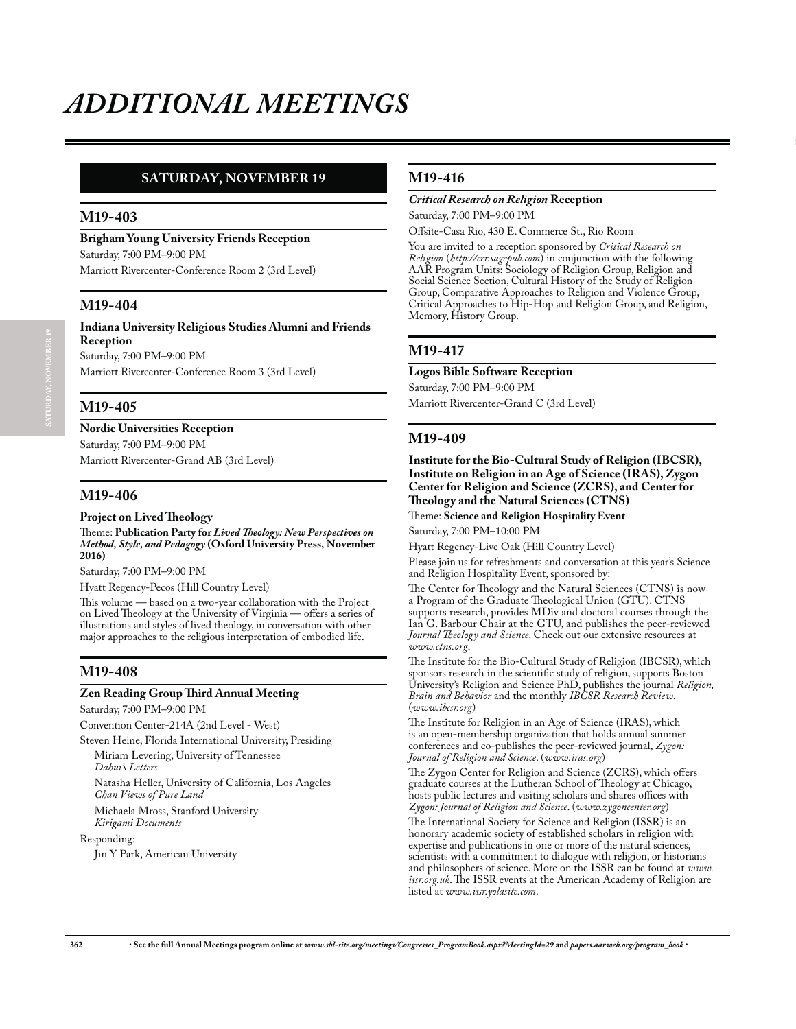# ADDITIONAL MEETINGS

## SATURDAY, NOVEMBER 19

### M19-403

**Brigham Young University Friends Reception**

Saturday, 7:00 PM–9:00 PM

Marriott Rivercenter-Conference Room 2 (3rd Level)

### M19-404

**Indiana University Religious Studies Alumni and Friends Reception**

Saturday, 7:00 PM–9:00 PM

Marriott Rivercenter-Conference Room 3 (3rd Level)

### M19-405

**Nordic Universities Reception**

Saturday, 7:00 PM–9:00 PM

Marriott Rivercenter-Grand AB (3rd Level)

### M19-406

**Project on Lived Theology**

Theme: **Publication Party for *Lived Theology: New Perspectives on Method, Style, and Pedagogy* (Oxford University Press, November 2016)**

Saturday, 7:00 PM–9:00 PM

Hyatt Regency-Pecos (Hill Country Level)

This volume — based on a two-year collaboration with the Project on Lived Theology at the University of Virginia — offers a series of illustrations and styles of lived theology, in conversation with other major approaches to the religious interpretation of embodied life.

### M19-408

**Zen Reading Group Third Annual Meeting**

Saturday, 7:00 PM–9:00 PM

Convention Center-214A (2nd Level - West)

Steven Heine, Florida International University, Presiding

Miriam Levering, University of Tennessee
*Dahui's Letters*

Natasha Heller, University of California, Los Angeles
*Chan Views of Pure Land*

Michaela Mross, Stanford University
*Kirigami Documents*

Responding:

Jin Y Park, American University

### M19-416

***Critical Research on Religion* Reception**

Saturday, 7:00 PM–9:00 PM

Offsite-Casa Rio, 430 E. Commerce St., Rio Room

You are invited to a reception sponsored by *Critical Research on Religion* (*http://crr.sagepub.com*) in conjunction with the following AAR Program Units: Sociology of Religion Group, Religion and Social Science Section, Cultural History of the Study of Religion Group, Comparative Approaches to Religion and Violence Group, Critical Approaches to Hip-Hop and Religion Group, and Religion, Memory, History Group.

### M19-417

**Logos Bible Software Reception**

Saturday, 7:00 PM–9:00 PM

Marriott Rivercenter-Grand C (3rd Level)

### M19-409

**Institute for the Bio-Cultural Study of Religion (IBCSR), Institute on Religion in an Age of Science (IRAS), Zygon Center for Religion and Science (ZCRS), and Center for Theology and the Natural Sciences (CTNS)**

Theme: **Science and Religion Hospitality Event**

Saturday, 7:00 PM–10:00 PM

Hyatt Regency-Live Oak (Hill Country Level)

Please join us for refreshments and conversation at this year's Science and Religion Hospitality Event, sponsored by:

The Center for Theology and the Natural Sciences (CTNS) is now a Program of the Graduate Theological Union (GTU). CTNS supports research, provides MDiv and doctoral courses through the Ian G. Barbour Chair at the GTU, and publishes the peer-reviewed *Journal Theology and Science*. Check out our extensive resources at *www.ctns.org*.

The Institute for the Bio-Cultural Study of Religion (IBCSR), which sponsors research in the scientific study of religion, supports Boston University's Religion and Science PhD, publishes the journal *Religion, Brain and Behavior* and the monthly *IBCSR Research Review*. (*www.ibcsr.org*)

The Institute for Religion in an Age of Science (IRAS), which is an open-membership organization that holds annual summer conferences and co-publishes the peer-reviewed journal, *Zygon: Journal of Religion and Science*. (*www.iras.org*)

The Zygon Center for Religion and Science (ZCRS), which offers graduate courses at the Lutheran School of Theology at Chicago, hosts public lectures and visiting scholars and shares offices with *Zygon: Journal of Religion and Science*. (*www.zygoncenter.org*)

The International Society for Science and Religion (ISSR) is an honorary academic society of established scholars in religion with expertise and publications in one or more of the natural sciences, scientists with a commitment to dialogue with religion, or historians and philosophers of science. More on the ISSR can be found at *www.issr.org.uk*. The ISSR events at the American Academy of Religion are listed at *www.issr.yolasite.com*.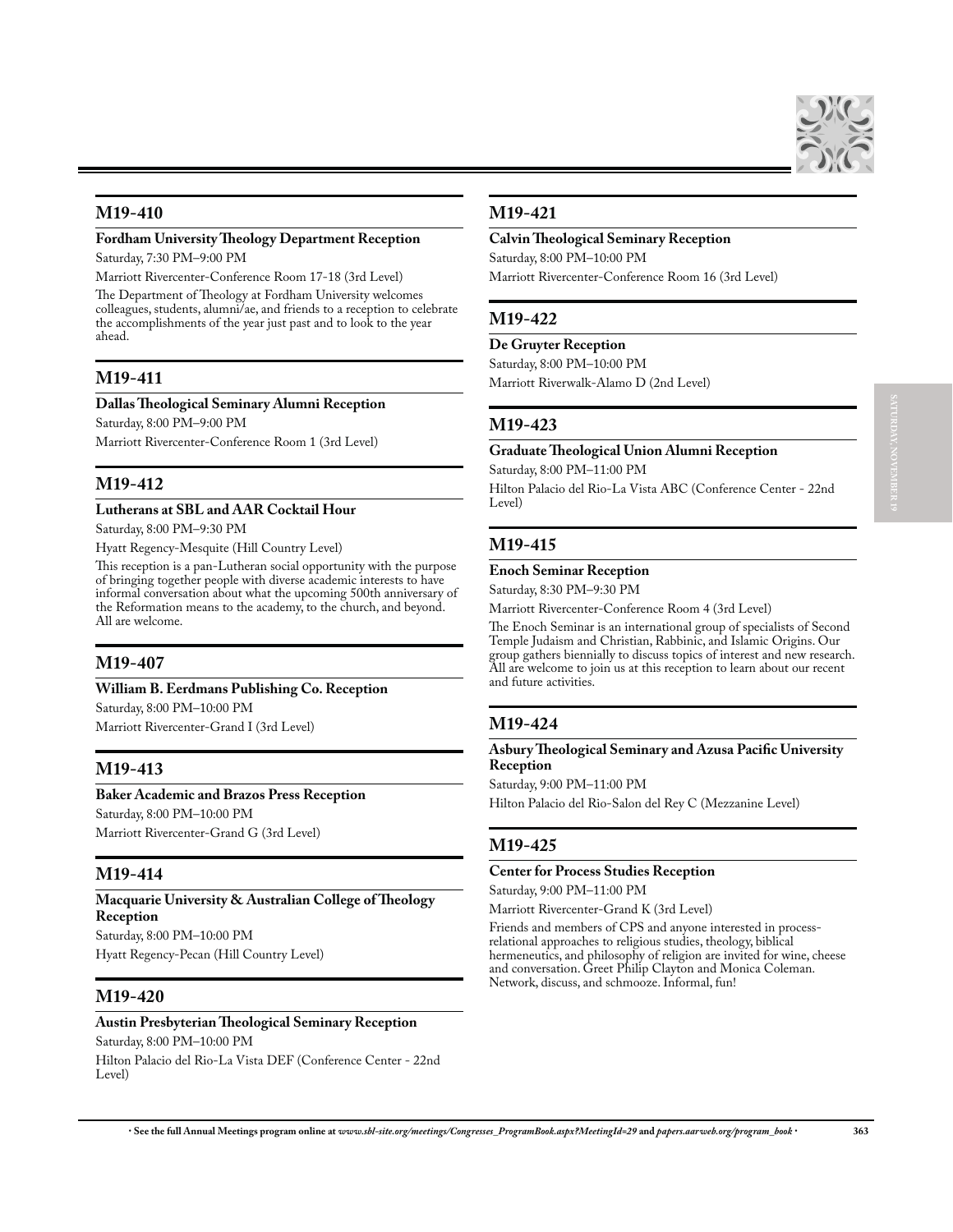## M19-410

### Fordham University Theology Department Reception

Saturday, 7:30 PM–9:00 PM

Marriott Rivercenter-Conference Room 17-18 (3rd Level)

The Department of Theology at Fordham University welcomes colleagues, students, alumni/ae, and friends to a reception to celebrate the accomplishments of the year just past and to look to the year ahead.

## M19-411

### Dallas Theological Seminary Alumni Reception

Saturday, 8:00 PM–9:00 PM

Marriott Rivercenter-Conference Room 1 (3rd Level)

## M19-412

### Lutherans at SBL and AAR Cocktail Hour

Saturday, 8:00 PM–9:30 PM

Hyatt Regency-Mesquite (Hill Country Level)

This reception is a pan-Lutheran social opportunity with the purpose of bringing together people with diverse academic interests to have informal conversation about what the upcoming 500th anniversary of the Reformation means to the academy, to the church, and beyond. All are welcome.

## M19-407

### William B. Eerdmans Publishing Co. Reception

Saturday, 8:00 PM–10:00 PM

Marriott Rivercenter-Grand I (3rd Level)

## M19-413

### Baker Academic and Brazos Press Reception

Saturday, 8:00 PM–10:00 PM

Marriott Rivercenter-Grand G (3rd Level)

## M19-414

### Macquarie University & Australian College of Theology Reception

Saturday, 8:00 PM–10:00 PM

Hyatt Regency-Pecan (Hill Country Level)

## M19-420

### Austin Presbyterian Theological Seminary Reception

Saturday, 8:00 PM–10:00 PM

Hilton Palacio del Rio-La Vista DEF (Conference Center - 22nd Level)

## M19-421

### Calvin Theological Seminary Reception

Saturday, 8:00 PM–10:00 PM

Marriott Rivercenter-Conference Room 16 (3rd Level)

## M19-422

### De Gruyter Reception

Saturday, 8:00 PM–10:00 PM

Marriott Riverwalk-Alamo D (2nd Level)

## M19-423

### Graduate Theological Union Alumni Reception

Saturday, 8:00 PM–11:00 PM

Hilton Palacio del Rio-La Vista ABC (Conference Center - 22nd Level)

## M19-415

### Enoch Seminar Reception

Saturday, 8:30 PM–9:30 PM

Marriott Rivercenter-Conference Room 4 (3rd Level)

The Enoch Seminar is an international group of specialists of Second Temple Judaism and Christian, Rabbinic, and Islamic Origins. Our group gathers biennially to discuss topics of interest and new research. All are welcome to join us at this reception to learn about our recent and future activities.

## M19-424

### Asbury Theological Seminary and Azusa Pacific University Reception

Saturday, 9:00 PM–11:00 PM

Hilton Palacio del Rio-Salon del Rey C (Mezzanine Level)

## M19-425

### Center for Process Studies Reception

Saturday, 9:00 PM–11:00 PM

Marriott Rivercenter-Grand K (3rd Level)

Friends and members of CPS and anyone interested in process-relational approaches to religious studies, theology, biblical hermeneutics, and philosophy of religion are invited for wine, cheese and conversation. Greet Philip Clayton and Monica Coleman. Network, discuss, and schmooze. Informal, fun!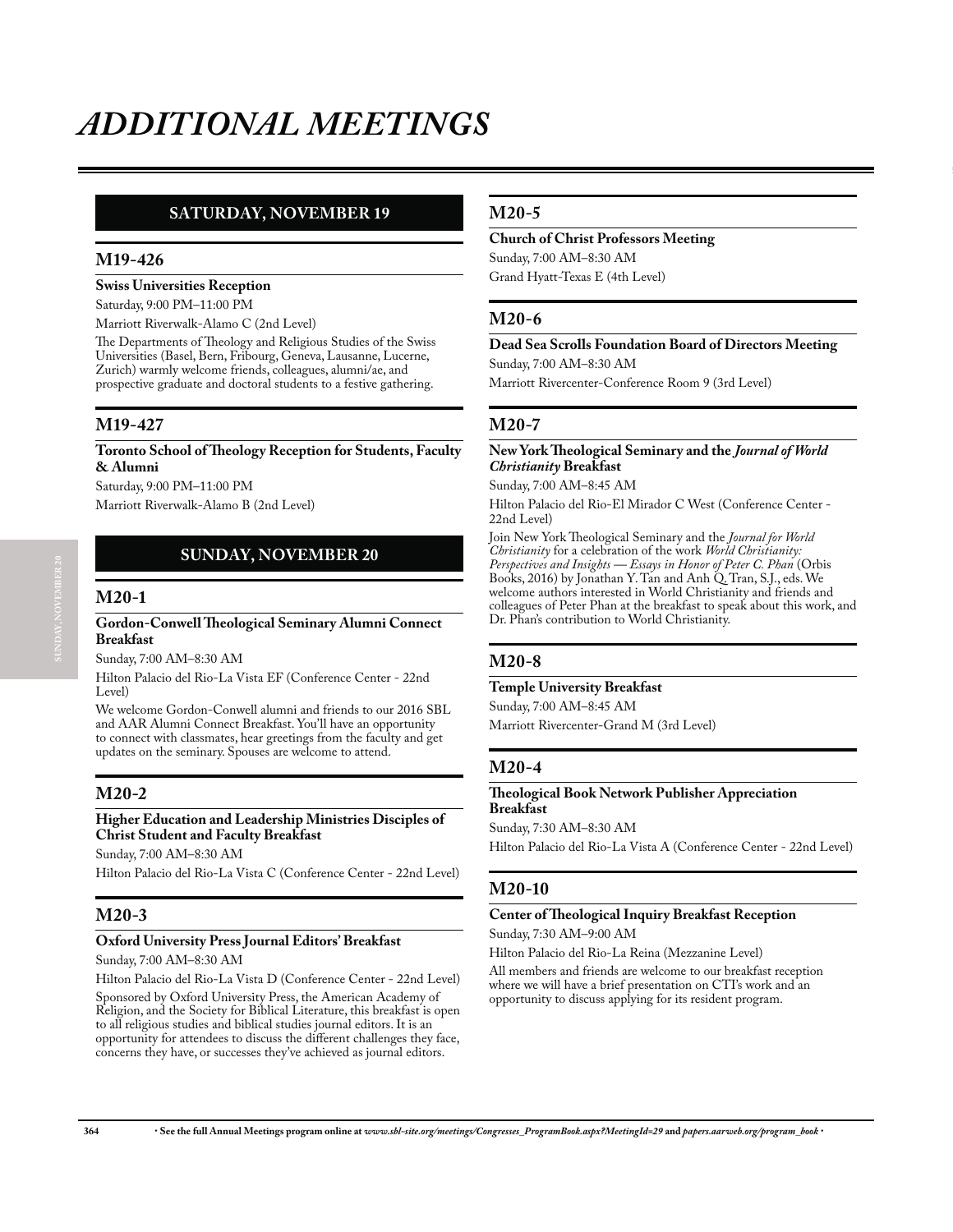# ADDITIONAL MEETINGS

## SATURDAY, NOVEMBER 19

### M19-426

**Swiss Universities Reception**

Saturday, 9:00 PM–11:00 PM

Marriott Riverwalk-Alamo C (2nd Level)

The Departments of Theology and Religious Studies of the Swiss Universities (Basel, Bern, Fribourg, Geneva, Lausanne, Lucerne, Zurich) warmly welcome friends, colleagues, alumni/ae, and prospective graduate and doctoral students to a festive gathering.

### M19-427

**Toronto School of Theology Reception for Students, Faculty & Alumni**

Saturday, 9:00 PM–11:00 PM

Marriott Riverwalk-Alamo B (2nd Level)

## SUNDAY, NOVEMBER 20

### M20-1

**Gordon-Conwell Theological Seminary Alumni Connect Breakfast**

Sunday, 7:00 AM–8:30 AM

Hilton Palacio del Rio-La Vista EF (Conference Center - 22nd Level)

We welcome Gordon-Conwell alumni and friends to our 2016 SBL and AAR Alumni Connect Breakfast. You'll have an opportunity to connect with classmates, hear greetings from the faculty and get updates on the seminary. Spouses are welcome to attend.

### M20-2

**Higher Education and Leadership Ministries Disciples of Christ Student and Faculty Breakfast**

Sunday, 7:00 AM–8:30 AM

Hilton Palacio del Rio-La Vista C (Conference Center - 22nd Level)

### M20-3

**Oxford University Press Journal Editors' Breakfast**

Sunday, 7:00 AM–8:30 AM

Hilton Palacio del Rio-La Vista D (Conference Center - 22nd Level)

Sponsored by Oxford University Press, the American Academy of Religion, and the Society for Biblical Literature, this breakfast is open to all religious studies and biblical studies journal editors. It is an opportunity for attendees to discuss the different challenges they face, concerns they have, or successes they've achieved as journal editors.

### M20-5

**Church of Christ Professors Meeting**

Sunday, 7:00 AM–8:30 AM

Grand Hyatt-Texas E (4th Level)

### M20-6

**Dead Sea Scrolls Foundation Board of Directors Meeting**

Sunday, 7:00 AM–8:30 AM

Marriott Rivercenter-Conference Room 9 (3rd Level)

### M20-7

**New York Theological Seminary and the *Journal of World Christianity* Breakfast**

Sunday, 7:00 AM–8:45 AM

Hilton Palacio del Rio-El Mirador C West (Conference Center - 22nd Level)

Join New York Theological Seminary and the *Journal for World Christianity* for a celebration of the work *World Christianity: Perspectives and Insights — Essays in Honor of Peter C. Phan* (Orbis Books, 2016) by Jonathan Y. Tan and Anh Q. Tran, S.J., eds. We welcome authors interested in World Christianity and friends and colleagues of Peter Phan at the breakfast to speak about this work, and Dr. Phan's contribution to World Christianity.

### M20-8

**Temple University Breakfast**

Sunday, 7:00 AM–8:45 AM

Marriott Rivercenter-Grand M (3rd Level)

### M20-4

**Theological Book Network Publisher Appreciation Breakfast**

Sunday, 7:30 AM–8:30 AM

Hilton Palacio del Rio-La Vista A (Conference Center - 22nd Level)

### M20-10

**Center of Theological Inquiry Breakfast Reception**

Sunday, 7:30 AM–9:00 AM

Hilton Palacio del Rio-La Reina (Mezzanine Level)

All members and friends are welcome to our breakfast reception where we will have a brief presentation on CTI's work and an opportunity to discuss applying for its resident program.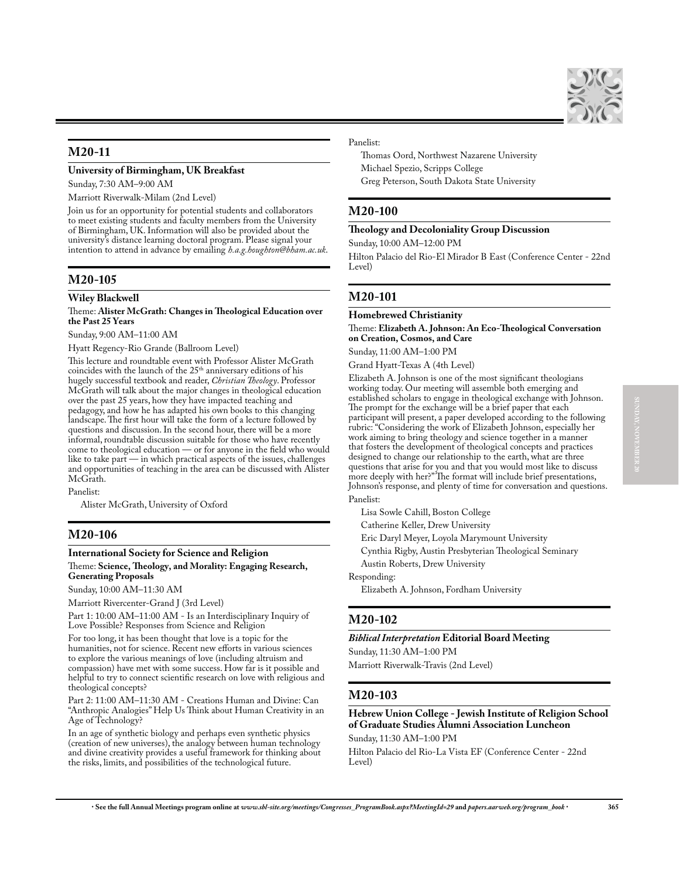## M20-11

### University of Birmingham, UK Breakfast

Sunday, 7:30 AM–9:00 AM

Marriott Riverwalk-Milam (2nd Level)

Join us for an opportunity for potential students and collaborators to meet existing students and faculty members from the University of Birmingham, UK. Information will also be provided about the university's distance learning doctoral program. Please signal your intention to attend in advance by emailing *h.a.g.houghton@bham.ac.uk*.

## M20-105

### Wiley Blackwell

Theme: **Alister McGrath: Changes in Theological Education over the Past 25 Years**

Sunday, 9:00 AM–11:00 AM

Hyatt Regency-Rio Grande (Ballroom Level)

This lecture and roundtable event with Professor Alister McGrath coincides with the launch of the 25th anniversary editions of his hugely successful textbook and reader, *Christian Theology*. Professor McGrath will talk about the major changes in theological education over the past 25 years, how they have impacted teaching and pedagogy, and how he has adapted his own books to this changing landscape. The first hour will take the form of a lecture followed by questions and discussion. In the second hour, there will be a more informal, roundtable discussion suitable for those who have recently come to theological education — or for anyone in the field who would like to take part — in which practical aspects of the issues, challenges and opportunities of teaching in the area can be discussed with Alister McGrath.

Panelist:

Alister McGrath, University of Oxford

## M20-106

### International Society for Science and Religion

Theme: **Science, Theology, and Morality: Engaging Research, Generating Proposals**

Sunday, 10:00 AM–11:30 AM

Marriott Rivercenter-Grand J (3rd Level)

Part 1: 10:00 AM–11:00 AM - Is an Interdisciplinary Inquiry of Love Possible? Responses from Science and Religion

For too long, it has been thought that love is a topic for the humanities, not for science. Recent new efforts in various sciences to explore the various meanings of love (including altruism and compassion) have met with some success. How far is it possible and helpful to try to connect scientific research on love with religious and theological concepts?

Part 2: 11:00 AM–11:30 AM - Creations Human and Divine: Can "Anthropic Analogies" Help Us Think about Human Creativity in an Age of Technology?

In an age of synthetic biology and perhaps even synthetic physics (creation of new universes), the analogy between human technology and divine creativity provides a useful framework for thinking about the risks, limits, and possibilities of the technological future.

Panelist:

Thomas Oord, Northwest Nazarene University
Michael Spezio, Scripps College
Greg Peterson, South Dakota State University

## M20-100

### Theology and Decoloniality Group Discussion

Sunday, 10:00 AM–12:00 PM

Hilton Palacio del Rio-El Mirador B East (Conference Center - 22nd Level)

## M20-101

### Homebrewed Christianity

Theme: **Elizabeth A. Johnson: An Eco-Theological Conversation on Creation, Cosmos, and Care**

Sunday, 11:00 AM–1:00 PM

Grand Hyatt-Texas A (4th Level)

Elizabeth A. Johnson is one of the most significant theologians working today. Our meeting will assemble both emerging and established scholars to engage in theological exchange with Johnson. The prompt for the exchange will be a brief paper that each participant will present, a paper developed according to the following rubric: "Considering the work of Elizabeth Johnson, especially her work aiming to bring theology and science together in a manner that fosters the development of theological concepts and practices designed to change our relationship to the earth, what are three questions that arise for you and that you would most like to discuss more deeply with her?" The format will include brief presentations, Johnson's response, and plenty of time for conversation and questions.

Panelist:

Lisa Sowle Cahill, Boston College
Catherine Keller, Drew University
Eric Daryl Meyer, Loyola Marymount University
Cynthia Rigby, Austin Presbyterian Theological Seminary
Austin Roberts, Drew University

Responding:

Elizabeth A. Johnson, Fordham University

## M20-102

### *Biblical Interpretation* Editorial Board Meeting

Sunday, 11:30 AM–1:00 PM

Marriott Riverwalk-Travis (2nd Level)

## M20-103

### Hebrew Union College - Jewish Institute of Religion School of Graduate Studies Alumni Association Luncheon

Sunday, 11:30 AM–1:00 PM

Hilton Palacio del Rio-La Vista EF (Conference Center - 22nd Level)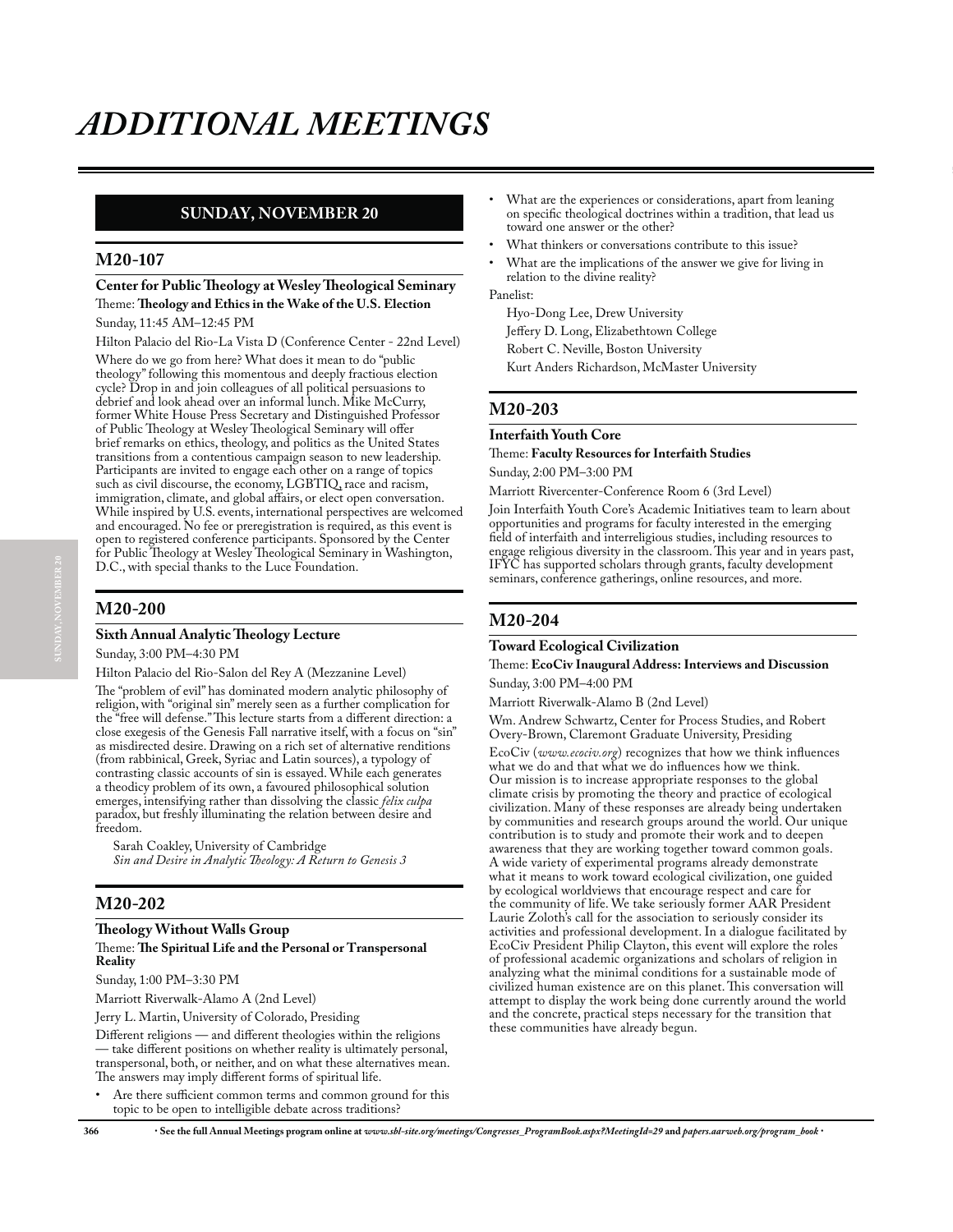# ADDITIONAL MEETINGS

## SUNDAY, NOVEMBER 20

### M20-107

**Center for Public Theology at Wesley Theological Seminary**

Theme: **Theology and Ethics in the Wake of the U.S. Election**

Sunday, 11:45 AM–12:45 PM

Hilton Palacio del Rio-La Vista D (Conference Center - 22nd Level)

Where do we go from here? What does it mean to do "public theology" following this momentous and deeply fractious election cycle? Drop in and join colleagues of all political persuasions to debrief and look ahead over an informal lunch. Mike McCurry, former White House Press Secretary and Distinguished Professor of Public Theology at Wesley Theological Seminary will offer brief remarks on ethics, theology, and politics as the United States transitions from a contentious campaign season to new leadership. Participants are invited to engage each other on a range of topics such as civil discourse, the economy, LGBTIQ, race and racism, immigration, climate, and global affairs, or elect open conversation. While inspired by U.S. events, international perspectives are welcomed and encouraged. No fee or preregistration is required, as this event is open to registered conference participants. Sponsored by the Center for Public Theology at Wesley Theological Seminary in Washington, D.C., with special thanks to the Luce Foundation.

### M20-200

**Sixth Annual Analytic Theology Lecture**

Sunday, 3:00 PM–4:30 PM

Hilton Palacio del Rio-Salon del Rey A (Mezzanine Level)

The "problem of evil" has dominated modern analytic philosophy of religion, with "original sin" merely seen as a further complication for the "free will defense." This lecture starts from a different direction: a close exegesis of the Genesis Fall narrative itself, with a focus on "sin" as misdirected desire. Drawing on a rich set of alternative renditions (from rabbinical, Greek, Syriac and Latin sources), a typology of contrasting classic accounts of sin is essayed. While each generates a theodicy problem of its own, a favoured philosophical solution emerges, intensifying rather than dissolving the classic *felix culpa* paradox, but freshly illuminating the relation between desire and freedom.

Sarah Coakley, University of Cambridge
*Sin and Desire in Analytic Theology: A Return to Genesis 3*

### M20-202

**Theology Without Walls Group**

Theme: **The Spiritual Life and the Personal or Transpersonal Reality**

Sunday, 1:00 PM–3:30 PM

Marriott Riverwalk-Alamo A (2nd Level)

Jerry L. Martin, University of Colorado, Presiding

Different religions — and different theologies within the religions — take different positions on whether reality is ultimately personal, transpersonal, both, or neither, and on what these alternatives mean. The answers may imply different forms of spiritual life.

- Are there sufficient common terms and common ground for this topic to be open to intelligible debate across traditions?
- What are the experiences or considerations, apart from leaning on specific theological doctrines within a tradition, that lead us toward one answer or the other?
- What thinkers or conversations contribute to this issue?
- What are the implications of the answer we give for living in relation to the divine reality?

Panelist:

Hyo-Dong Lee, Drew University
Jeffery D. Long, Elizabethtown College
Robert C. Neville, Boston University
Kurt Anders Richardson, McMaster University

### M20-203

**Interfaith Youth Core**

Theme: **Faculty Resources for Interfaith Studies**

Sunday, 2:00 PM–3:00 PM

Marriott Rivercenter-Conference Room 6 (3rd Level)

Join Interfaith Youth Core's Academic Initiatives team to learn about opportunities and programs for faculty interested in the emerging field of interfaith and interreligious studies, including resources to engage religious diversity in the classroom. This year and in years past, IFYC has supported scholars through grants, faculty development seminars, conference gatherings, online resources, and more.

### M20-204

**Toward Ecological Civilization**

Theme: **EcoCiv Inaugural Address: Interviews and Discussion**

Sunday, 3:00 PM–4:00 PM

Marriott Riverwalk-Alamo B (2nd Level)

Wm. Andrew Schwartz, Center for Process Studies, and Robert Overy-Brown, Claremont Graduate University, Presiding

EcoCiv (*www.ecociv.org*) recognizes that how we think influences what we do and that what we do influences how we think. Our mission is to increase appropriate responses to the global climate crisis by promoting the theory and practice of ecological civilization. Many of these responses are already being undertaken by communities and research groups around the world. Our unique contribution is to study and promote their work and to deepen awareness that they are working together toward common goals. A wide variety of experimental programs already demonstrate what it means to work toward ecological civilization, one guided by ecological worldviews that encourage respect and care for the community of life. We take seriously former AAR President Laurie Zoloth's call for the association to seriously consider its activities and professional development. In a dialogue facilitated by EcoCiv President Philip Clayton, this event will explore the roles of professional academic organizations and scholars of religion in analyzing what the minimal conditions for a sustainable mode of civilized human existence are on this planet. This conversation will attempt to display the work being done currently around the world and the concrete, practical steps necessary for the transition that these communities have already begun.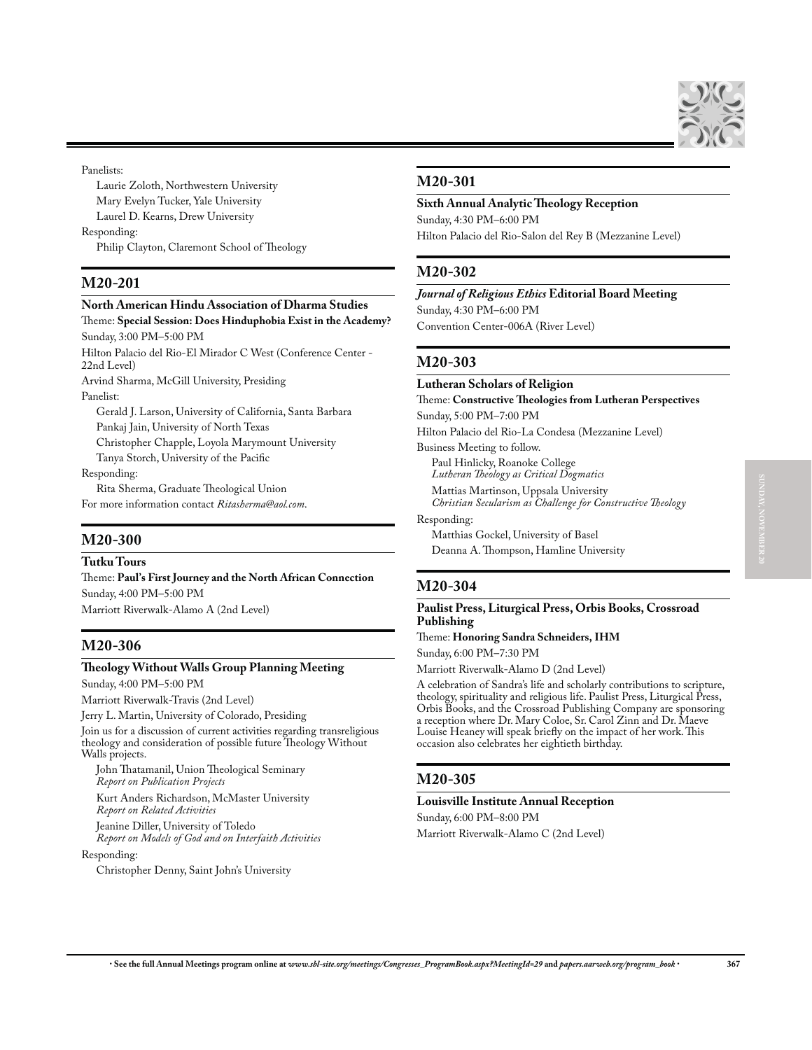Panelists:

Laurie Zoloth, Northwestern University
Mary Evelyn Tucker, Yale University
Laurel D. Kearns, Drew University

Responding:

Philip Clayton, Claremont School of Theology

## M20-201

**North American Hindu Association of Dharma Studies**

Theme: **Special Session: Does Hinduphobia Exist in the Academy?**

Sunday, 3:00 PM–5:00 PM

Hilton Palacio del Rio-El Mirador C West (Conference Center - 22nd Level)

Arvind Sharma, McGill University, Presiding

Panelist:

Gerald J. Larson, University of California, Santa Barbara
Pankaj Jain, University of North Texas
Christopher Chapple, Loyola Marymount University
Tanya Storch, University of the Pacific

Responding:

Rita Sherma, Graduate Theological Union

For more information contact *Ritasherma@aol.com*.

## M20-300

**Tutku Tours**

Theme: **Paul's First Journey and the North African Connection**

Sunday, 4:00 PM–5:00 PM

Marriott Riverwalk-Alamo A (2nd Level)

## M20-306

**Theology Without Walls Group Planning Meeting**

Sunday, 4:00 PM–5:00 PM

Marriott Riverwalk-Travis (2nd Level)

Jerry L. Martin, University of Colorado, Presiding

Join us for a discussion of current activities regarding transreligious theology and consideration of possible future Theology Without Walls projects.

John Thatamanil, Union Theological Seminary
*Report on Publication Projects*

Kurt Anders Richardson, McMaster University
*Report on Related Activities*

Jeanine Diller, University of Toledo
*Report on Models of God and on Interfaith Activities*

Responding:

Christopher Denny, Saint John's University

## M20-301

**Sixth Annual Analytic Theology Reception**

Sunday, 4:30 PM–6:00 PM

Hilton Palacio del Rio-Salon del Rey B (Mezzanine Level)

## M20-302

***Journal of Religious Ethics* Editorial Board Meeting**

Sunday, 4:30 PM–6:00 PM

Convention Center-006A (River Level)

## M20-303

**Lutheran Scholars of Religion**

Theme: **Constructive Theologies from Lutheran Perspectives**

Sunday, 5:00 PM–7:00 PM

Hilton Palacio del Rio-La Condesa (Mezzanine Level)

Business Meeting to follow.

Paul Hinlicky, Roanoke College
*Lutheran Theology as Critical Dogmatics*

Mattias Martinson, Uppsala University
*Christian Secularism as Challenge for Constructive Theology*

Responding:

Matthias Gockel, University of Basel
Deanna A. Thompson, Hamline University

## M20-304

**Paulist Press, Liturgical Press, Orbis Books, Crossroad Publishing**

Theme: **Honoring Sandra Schneiders, IHM**

Sunday, 6:00 PM–7:30 PM

Marriott Riverwalk-Alamo D (2nd Level)

A celebration of Sandra's life and scholarly contributions to scripture, theology, spirituality and religious life. Paulist Press, Liturgical Press, Orbis Books, and the Crossroad Publishing Company are sponsoring a reception where Dr. Mary Coloe, Sr. Carol Zinn and Dr. Maeve Louise Heaney will speak briefly on the impact of her work. This occasion also celebrates her eightieth birthday.

## M20-305

**Louisville Institute Annual Reception**

Sunday, 6:00 PM–8:00 PM

Marriott Riverwalk-Alamo C (2nd Level)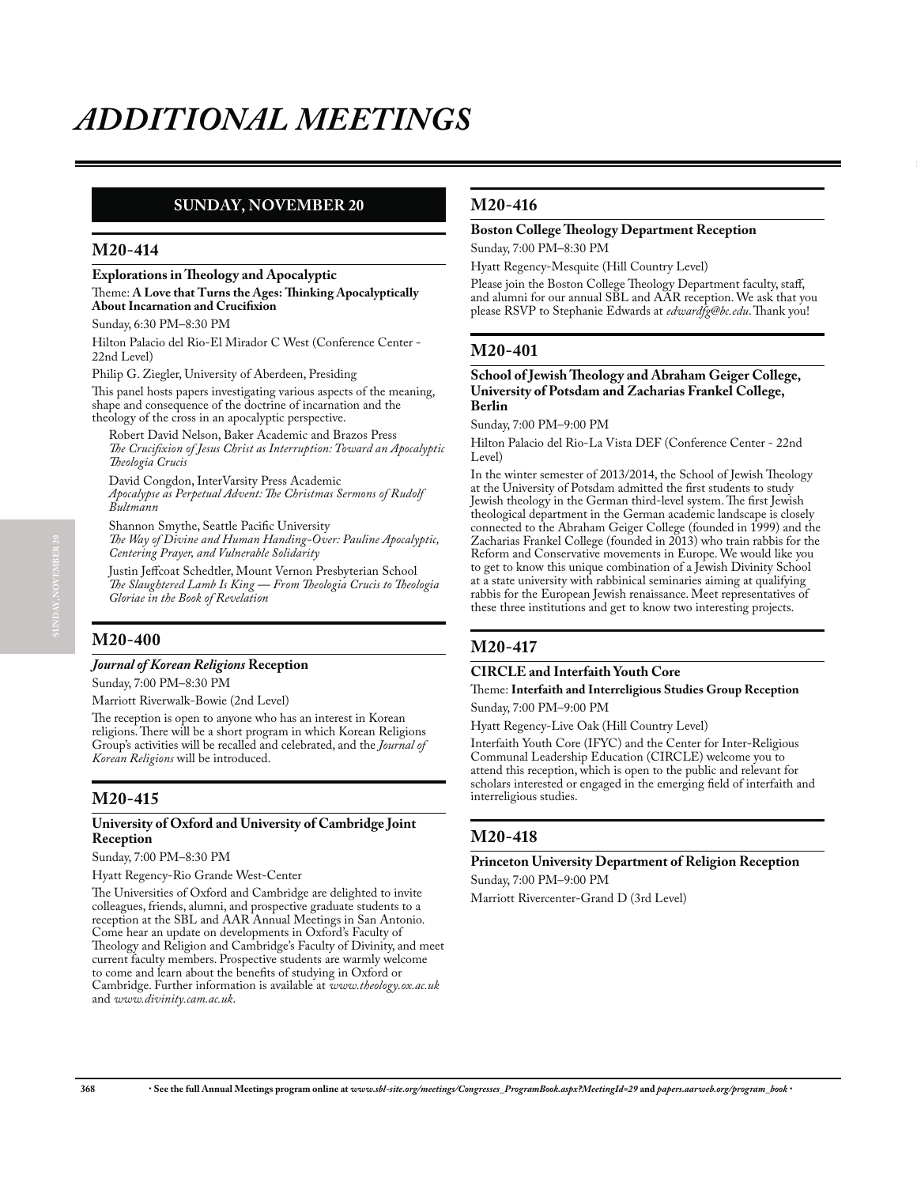# *ADDITIONAL MEETINGS*

## SUNDAY, NOVEMBER 20

### M20-414

**Explorations in Theology and Apocalyptic**

Theme: **A Love that Turns the Ages: Thinking Apocalyptically About Incarnation and Crucifixion**

Sunday, 6:30 PM–8:30 PM

Hilton Palacio del Rio-El Mirador C West (Conference Center - 22nd Level)

Philip G. Ziegler, University of Aberdeen, Presiding

This panel hosts papers investigating various aspects of the meaning, shape and consequence of the doctrine of incarnation and the theology of the cross in an apocalyptic perspective.

Robert David Nelson, Baker Academic and Brazos Press
*The Crucifixion of Jesus Christ as Interruption: Toward an Apocalyptic Theologia Crucis*

David Congdon, InterVarsity Press Academic
*Apocalypse as Perpetual Advent: The Christmas Sermons of Rudolf Bultmann*

Shannon Smythe, Seattle Pacific University
*The Way of Divine and Human Handing-Over: Pauline Apocalyptic, Centering Prayer, and Vulnerable Solidarity*

Justin Jeffcoat Schedtler, Mount Vernon Presbyterian School
*The Slaughtered Lamb Is King — From Theologia Crucis to Theologia Gloriae in the Book of Revelation*

### M20-400

***Journal of Korean Religions* Reception**

Sunday, 7:00 PM–8:30 PM

Marriott Riverwalk-Bowie (2nd Level)

The reception is open to anyone who has an interest in Korean religions. There will be a short program in which Korean Religions Group's activities will be recalled and celebrated, and the *Journal of Korean Religions* will be introduced.

### M20-415

**University of Oxford and University of Cambridge Joint Reception**

Sunday, 7:00 PM–8:30 PM

Hyatt Regency-Rio Grande West-Center

The Universities of Oxford and Cambridge are delighted to invite colleagues, friends, alumni, and prospective graduate students to a reception at the SBL and AAR Annual Meetings in San Antonio. Come hear an update on developments in Oxford's Faculty of Theology and Religion and Cambridge's Faculty of Divinity, and meet current faculty members. Prospective students are warmly welcome to come and learn about the benefits of studying in Oxford or Cambridge. Further information is available at *www.theology.ox.ac.uk* and *www.divinity.cam.ac.uk*.

### M20-416

**Boston College Theology Department Reception**

Sunday, 7:00 PM–8:30 PM

Hyatt Regency-Mesquite (Hill Country Level)

Please join the Boston College Theology Department faculty, staff, and alumni for our annual SBL and AAR reception. We ask that you please RSVP to Stephanie Edwards at *edwardfg@bc.edu*. Thank you!

### M20-401

**School of Jewish Theology and Abraham Geiger College, University of Potsdam and Zacharias Frankel College, Berlin**

Sunday, 7:00 PM–9:00 PM

Hilton Palacio del Rio-La Vista DEF (Conference Center - 22nd Level)

In the winter semester of 2013/2014, the School of Jewish Theology at the University of Potsdam admitted the first students to study Jewish theology in the German third-level system. The first Jewish theological department in the German academic landscape is closely connected to the Abraham Geiger College (founded in 1999) and the Zacharias Frankel College (founded in 2013) who train rabbis for the Reform and Conservative movements in Europe. We would like you to get to know this unique combination of a Jewish Divinity School at a state university with rabbinical seminaries aiming at qualifying rabbis for the European Jewish renaissance. Meet representatives of these three institutions and get to know two interesting projects.

### M20-417

**CIRCLE and Interfaith Youth Core**

Theme: **Interfaith and Interreligious Studies Group Reception**

Sunday, 7:00 PM–9:00 PM

Hyatt Regency-Live Oak (Hill Country Level)

Interfaith Youth Core (IFYC) and the Center for Inter-Religious Communal Leadership Education (CIRCLE) welcome you to attend this reception, which is open to the public and relevant for scholars interested or engaged in the emerging field of interfaith and interreligious studies.

### M20-418

**Princeton University Department of Religion Reception**

Sunday, 7:00 PM–9:00 PM

Marriott Rivercenter-Grand D (3rd Level)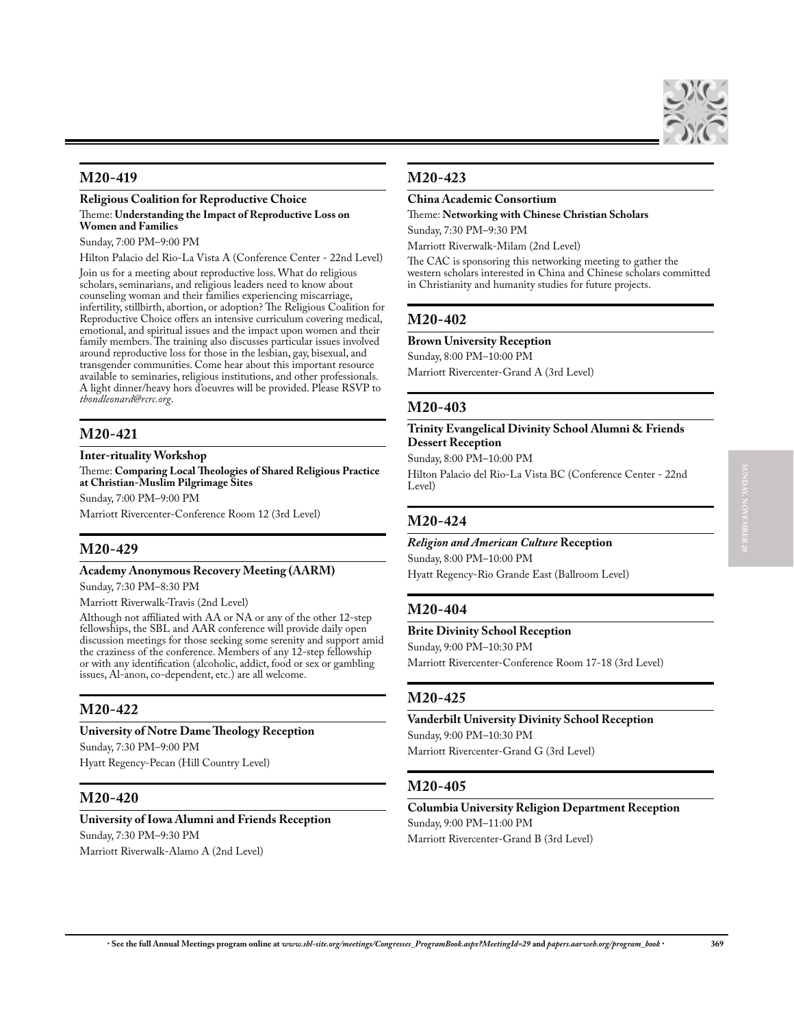## M20-419

**Religious Coalition for Reproductive Choice**

Theme: **Understanding the Impact of Reproductive Loss on Women and Families**

Sunday, 7:00 PM–9:00 PM

Hilton Palacio del Rio-La Vista A (Conference Center - 22nd Level)

Join us for a meeting about reproductive loss. What do religious scholars, seminarians, and religious leaders need to know about counseling woman and their families experiencing miscarriage, infertility, stillbirth, abortion, or adoption? The Religious Coalition for Reproductive Choice offers an intensive curriculum covering medical, emotional, and spiritual issues and the impact upon women and their family members. The training also discusses particular issues involved around reproductive loss for those in the lesbian, gay, bisexual, and transgender communities. Come hear about this important resource available to seminaries, religious institutions, and other professionals. A light dinner/heavy hors d'oeuvres will be provided. Please RSVP to *tbondleonard@rcrc.org*.

## M20-421

**Inter-rituality Workshop**

Theme: **Comparing Local Theologies of Shared Religious Practice at Christian-Muslim Pilgrimage Sites**

Sunday, 7:00 PM–9:00 PM

Marriott Rivercenter-Conference Room 12 (3rd Level)

## M20-429

**Academy Anonymous Recovery Meeting (AARM)**

Sunday, 7:30 PM–8:30 PM

Marriott Riverwalk-Travis (2nd Level)

Although not affiliated with AA or NA or any of the other 12-step fellowships, the SBL and AAR conference will provide daily open discussion meetings for those seeking some serenity and support amid the craziness of the conference. Members of any 12-step fellowship or with any identification (alcoholic, addict, food or sex or gambling issues, Al-anon, co-dependent, etc.) are all welcome.

## M20-422

**University of Notre Dame Theology Reception**

Sunday, 7:30 PM–9:00 PM

Hyatt Regency-Pecan (Hill Country Level)

## M20-420

**University of Iowa Alumni and Friends Reception**

Sunday, 7:30 PM–9:30 PM

Marriott Riverwalk-Alamo A (2nd Level)

## M20-423

**China Academic Consortium**

Theme: **Networking with Chinese Christian Scholars**

Sunday, 7:30 PM–9:30 PM

Marriott Riverwalk-Milam (2nd Level)

The CAC is sponsoring this networking meeting to gather the western scholars interested in China and Chinese scholars committed in Christianity and humanity studies for future projects.

## M20-402

**Brown University Reception**

Sunday, 8:00 PM–10:00 PM

Marriott Rivercenter-Grand A (3rd Level)

## M20-403

**Trinity Evangelical Divinity School Alumni & Friends Dessert Reception**

Sunday, 8:00 PM–10:00 PM

Hilton Palacio del Rio-La Vista BC (Conference Center - 22nd Level)

## M20-424

***Religion and American Culture* Reception**

Sunday, 8:00 PM–10:00 PM

Hyatt Regency-Rio Grande East (Ballroom Level)

## M20-404

**Brite Divinity School Reception**

Sunday, 9:00 PM–10:30 PM

Marriott Rivercenter-Conference Room 17-18 (3rd Level)

## M20-425

**Vanderbilt University Divinity School Reception**

Sunday, 9:00 PM–10:30 PM

Marriott Rivercenter-Grand G (3rd Level)

## M20-405

**Columbia University Religion Department Reception**

Sunday, 9:00 PM–11:00 PM

Marriott Rivercenter-Grand B (3rd Level)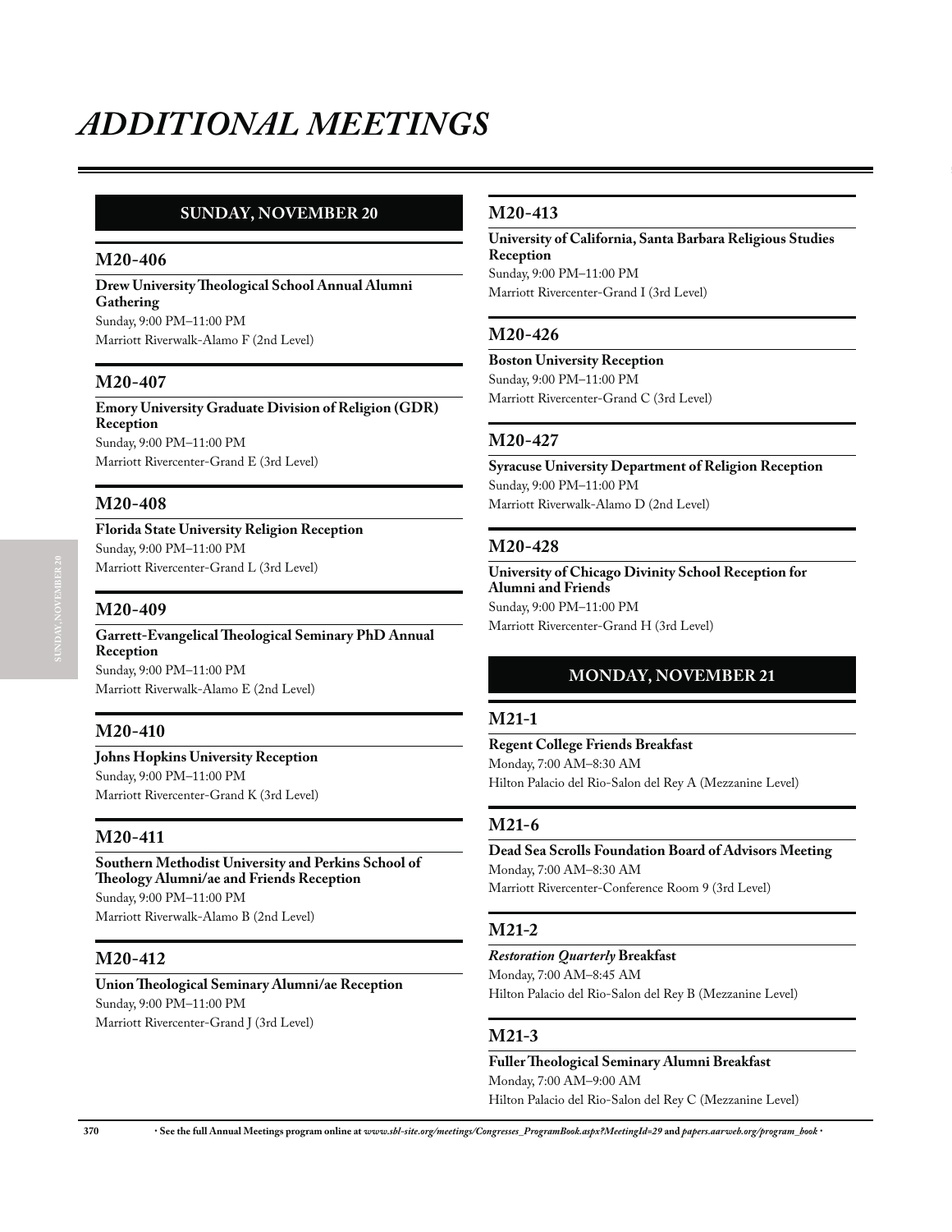# ADDITIONAL MEETINGS

## SUNDAY, NOVEMBER 20

### M20-406

**Drew University Theological School Annual Alumni Gathering**
Sunday, 9:00 PM–11:00 PM
Marriott Riverwalk-Alamo F (2nd Level)

### M20-407

**Emory University Graduate Division of Religion (GDR) Reception**
Sunday, 9:00 PM–11:00 PM
Marriott Rivercenter-Grand E (3rd Level)

### M20-408

**Florida State University Religion Reception**
Sunday, 9:00 PM–11:00 PM
Marriott Rivercenter-Grand L (3rd Level)

### M20-409

**Garrett-Evangelical Theological Seminary PhD Annual Reception**
Sunday, 9:00 PM–11:00 PM
Marriott Riverwalk-Alamo E (2nd Level)

### M20-410

**Johns Hopkins University Reception**
Sunday, 9:00 PM–11:00 PM
Marriott Rivercenter-Grand K (3rd Level)

### M20-411

**Southern Methodist University and Perkins School of Theology Alumni/ae and Friends Reception**
Sunday, 9:00 PM–11:00 PM
Marriott Riverwalk-Alamo B (2nd Level)

### M20-412

**Union Theological Seminary Alumni/ae Reception**
Sunday, 9:00 PM–11:00 PM
Marriott Rivercenter-Grand J (3rd Level)

### M20-413

**University of California, Santa Barbara Religious Studies Reception**
Sunday, 9:00 PM–11:00 PM
Marriott Rivercenter-Grand I (3rd Level)

### M20-426

**Boston University Reception**
Sunday, 9:00 PM–11:00 PM
Marriott Rivercenter-Grand C (3rd Level)

### M20-427

**Syracuse University Department of Religion Reception**
Sunday, 9:00 PM–11:00 PM
Marriott Riverwalk-Alamo D (2nd Level)

### M20-428

**University of Chicago Divinity School Reception for Alumni and Friends**
Sunday, 9:00 PM–11:00 PM
Marriott Rivercenter-Grand H (3rd Level)

## MONDAY, NOVEMBER 21

### M21-1

**Regent College Friends Breakfast**
Monday, 7:00 AM–8:30 AM
Hilton Palacio del Rio-Salon del Rey A (Mezzanine Level)

### M21-6

**Dead Sea Scrolls Foundation Board of Advisors Meeting**
Monday, 7:00 AM–8:30 AM
Marriott Rivercenter-Conference Room 9 (3rd Level)

### M21-2

***Restoration Quarterly* Breakfast**
Monday, 7:00 AM–8:45 AM
Hilton Palacio del Rio-Salon del Rey B (Mezzanine Level)

### M21-3

**Fuller Theological Seminary Alumni Breakfast**
Monday, 7:00 AM–9:00 AM
Hilton Palacio del Rio-Salon del Rey C (Mezzanine Level)

· See the full Annual Meetings program online at *www.sbl-site.org/meetings/Congresses_ProgramBook.aspx?MeetingId=29* and *papers.aarweb.org/program_book* ·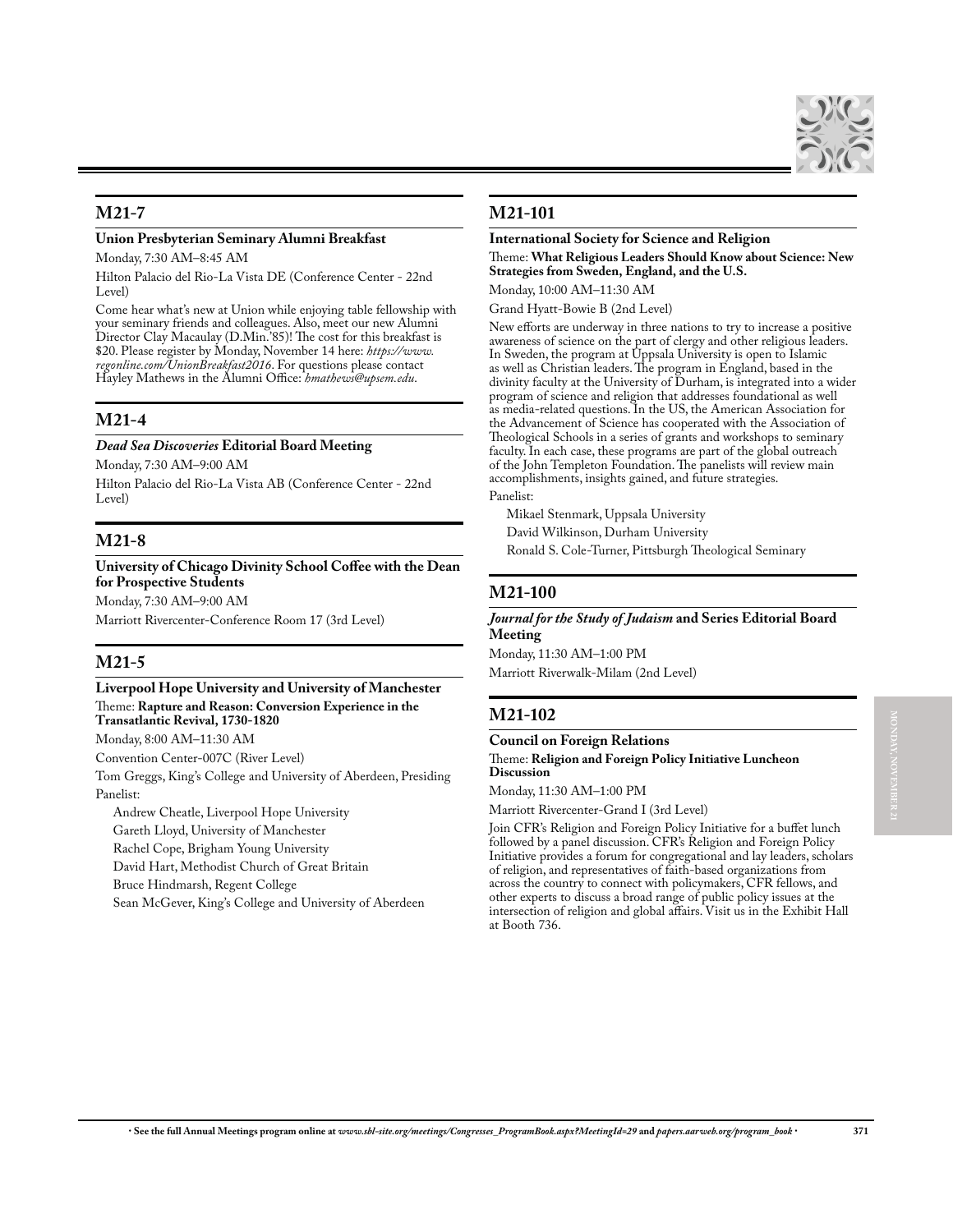## M21-7

**Union Presbyterian Seminary Alumni Breakfast**

Monday, 7:30 AM–8:45 AM

Hilton Palacio del Rio-La Vista DE (Conference Center - 22nd Level)

Come hear what's new at Union while enjoying table fellowship with your seminary friends and colleagues. Also, meet our new Alumni Director Clay Macaulay (D.Min.'85)! The cost for this breakfast is $20. Please register by Monday, November 14 here: *https://www.regonline.com/UnionBreakfast2016*. For questions please contact Hayley Mathews in the Alumni Office: *hmathews@upsem.edu*.

## M21-4

***Dead Sea Discoveries* Editorial Board Meeting**

Monday, 7:30 AM–9:00 AM

Hilton Palacio del Rio-La Vista AB (Conference Center - 22nd Level)

## M21-8

**University of Chicago Divinity School Coffee with the Dean for Prospective Students**

Monday, 7:30 AM–9:00 AM

Marriott Rivercenter-Conference Room 17 (3rd Level)

## M21-5

**Liverpool Hope University and University of Manchester**

Theme: **Rapture and Reason: Conversion Experience in the Transatlantic Revival, 1730-1820**

Monday, 8:00 AM–11:30 AM

Convention Center-007C (River Level)

Tom Greggs, King's College and University of Aberdeen, Presiding

Panelist:

- Andrew Cheatle, Liverpool Hope University
- Gareth Lloyd, University of Manchester
- Rachel Cope, Brigham Young University
- David Hart, Methodist Church of Great Britain
- Bruce Hindmarsh, Regent College
- Sean McGever, King's College and University of Aberdeen

## M21-101

**International Society for Science and Religion**

Theme: **What Religious Leaders Should Know about Science: New Strategies from Sweden, England, and the U.S.**

Monday, 10:00 AM–11:30 AM

Grand Hyatt-Bowie B (2nd Level)

New efforts are underway in three nations to try to increase a positive awareness of science on the part of clergy and other religious leaders. In Sweden, the program at Uppsala University is open to Islamic as well as Christian leaders. The program in England, based in the divinity faculty at the University of Durham, is integrated into a wider program of science and religion that addresses foundational as well as media-related questions. In the US, the American Association for the Advancement of Science has cooperated with the Association of Theological Schools in a series of grants and workshops to seminary faculty. In each case, these programs are part of the global outreach of the John Templeton Foundation. The panelists will review main accomplishments, insights gained, and future strategies.

Panelist:

- Mikael Stenmark, Uppsala University
- David Wilkinson, Durham University
- Ronald S. Cole-Turner, Pittsburgh Theological Seminary

## M21-100

***Journal for the Study of Judaism* and Series Editorial Board Meeting**

Monday, 11:30 AM–1:00 PM

Marriott Riverwalk-Milam (2nd Level)

## M21-102

**Council on Foreign Relations**

Theme: **Religion and Foreign Policy Initiative Luncheon Discussion**

Monday, 11:30 AM–1:00 PM

Marriott Rivercenter-Grand I (3rd Level)

Join CFR's Religion and Foreign Policy Initiative for a buffet lunch followed by a panel discussion. CFR's Religion and Foreign Policy Initiative provides a forum for congregational and lay leaders, scholars of religion, and representatives of faith-based organizations from across the country to connect with policymakers, CFR fellows, and other experts to discuss a broad range of public policy issues at the intersection of religion and global affairs. Visit us in the Exhibit Hall at Booth 736.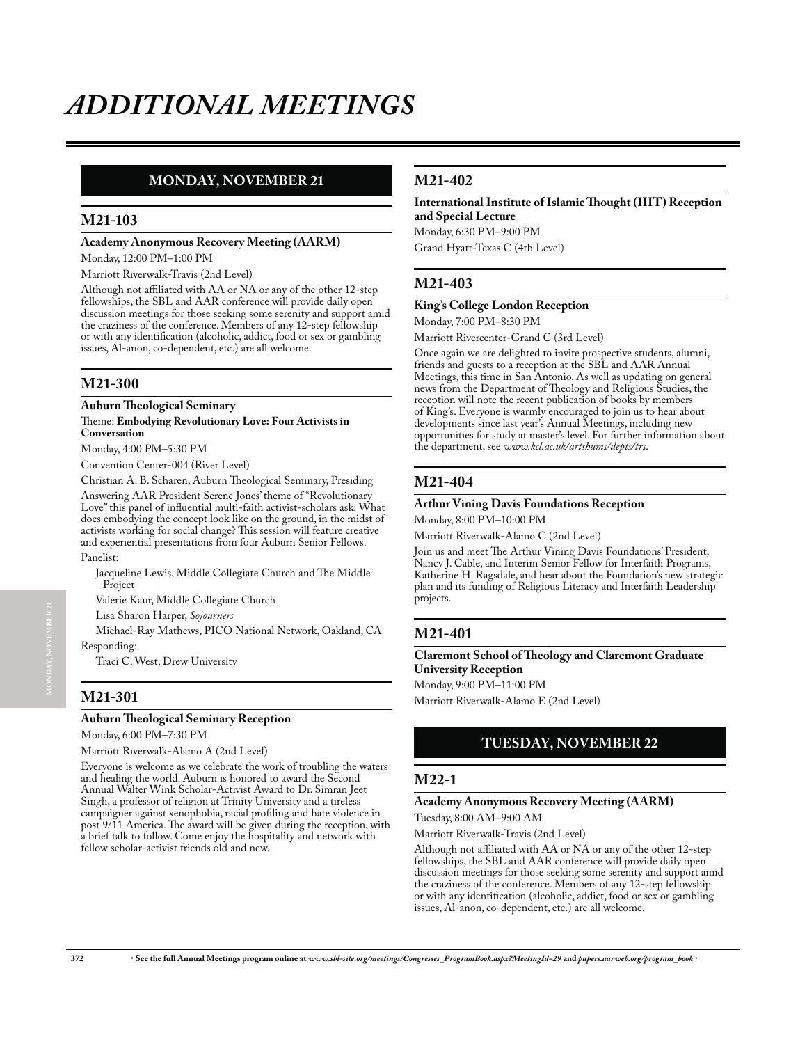# ADDITIONAL MEETINGS

## MONDAY, NOVEMBER 21

### M21-103

**Academy Anonymous Recovery Meeting (AARM)**

Monday, 12:00 PM–1:00 PM

Marriott Riverwalk-Travis (2nd Level)

Although not affiliated with AA or NA or any of the other 12-step fellowships, the SBL and AAR conference will provide daily open discussion meetings for those seeking some serenity and support amid the craziness of the conference. Members of any 12-step fellowship or with any identification (alcoholic, addict, food or sex or gambling issues, Al-anon, co-dependent, etc.) are all welcome.

### M21-300

**Auburn Theological Seminary**

Theme: **Embodying Revolutionary Love: Four Activists in Conversation**

Monday, 4:00 PM–5:30 PM

Convention Center-004 (River Level)

Christian A. B. Scharen, Auburn Theological Seminary, Presiding

Answering AAR President Serene Jones' theme of "Revolutionary Love" this panel of influential multi-faith activist-scholars ask: What does embodying the concept look like on the ground, in the midst of activists working for social change? This session will feature creative and experiential presentations from four Auburn Senior Fellows.

Panelist:

Jacqueline Lewis, Middle Collegiate Church and The Middle Project

Valerie Kaur, Middle Collegiate Church

Lisa Sharon Harper, *Sojourners*

Michael-Ray Mathews, PICO National Network, Oakland, CA

Responding:

Traci C. West, Drew University

### M21-301

**Auburn Theological Seminary Reception**

Monday, 6:00 PM–7:30 PM

Marriott Riverwalk-Alamo A (2nd Level)

Everyone is welcome as we celebrate the work of troubling the waters and healing the world. Auburn is honored to award the Second Annual Walter Wink Scholar-Activist Award to Dr. Simran Jeet Singh, a professor of religion at Trinity University and a tireless campaigner against xenophobia, racial profiling and hate violence in post 9/11 America. The award will be given during the reception, with a brief talk to follow. Come enjoy the hospitality and network with fellow scholar-activist friends old and new.

### M21-402

**International Institute of Islamic Thought (IIIT) Reception and Special Lecture**

Monday, 6:30 PM–9:00 PM

Grand Hyatt-Texas C (4th Level)

### M21-403

**King's College London Reception**

Monday, 7:00 PM–8:30 PM

Marriott Rivercenter-Grand C (3rd Level)

Once again we are delighted to invite prospective students, alumni, friends and guests to a reception at the SBL and AAR Annual Meetings, this time in San Antonio. As well as updating on general news from the Department of Theology and Religious Studies, the reception will note the recent publication of books by members of King's. Everyone is warmly encouraged to join us to hear about developments since last year's Annual Meetings, including new opportunities for study at master's level. For further information about the department, see *www.kcl.ac.uk/artshums/depts/trs*.

### M21-404

**Arthur Vining Davis Foundations Reception**

Monday, 8:00 PM–10:00 PM

Marriott Riverwalk-Alamo C (2nd Level)

Join us and meet The Arthur Vining Davis Foundations' President, Nancy J. Cable, and Interim Senior Fellow for Interfaith Programs, Katherine H. Ragsdale, and hear about the Foundation's new strategic plan and its funding of Religious Literacy and Interfaith Leadership projects.

### M21-401

**Claremont School of Theology and Claremont Graduate University Reception**

Monday, 9:00 PM–11:00 PM

Marriott Riverwalk-Alamo E (2nd Level)

## TUESDAY, NOVEMBER 22

### M22-1

**Academy Anonymous Recovery Meeting (AARM)**

Tuesday, 8:00 AM–9:00 AM

Marriott Riverwalk-Travis (2nd Level)

Although not affiliated with AA or NA or any of the other 12-step fellowships, the SBL and AAR conference will provide daily open discussion meetings for those seeking some serenity and support amid the craziness of the conference. Members of any 12-step fellowship or with any identification (alcoholic, addict, food or sex or gambling issues, Al-anon, co-dependent, etc.) are all welcome.